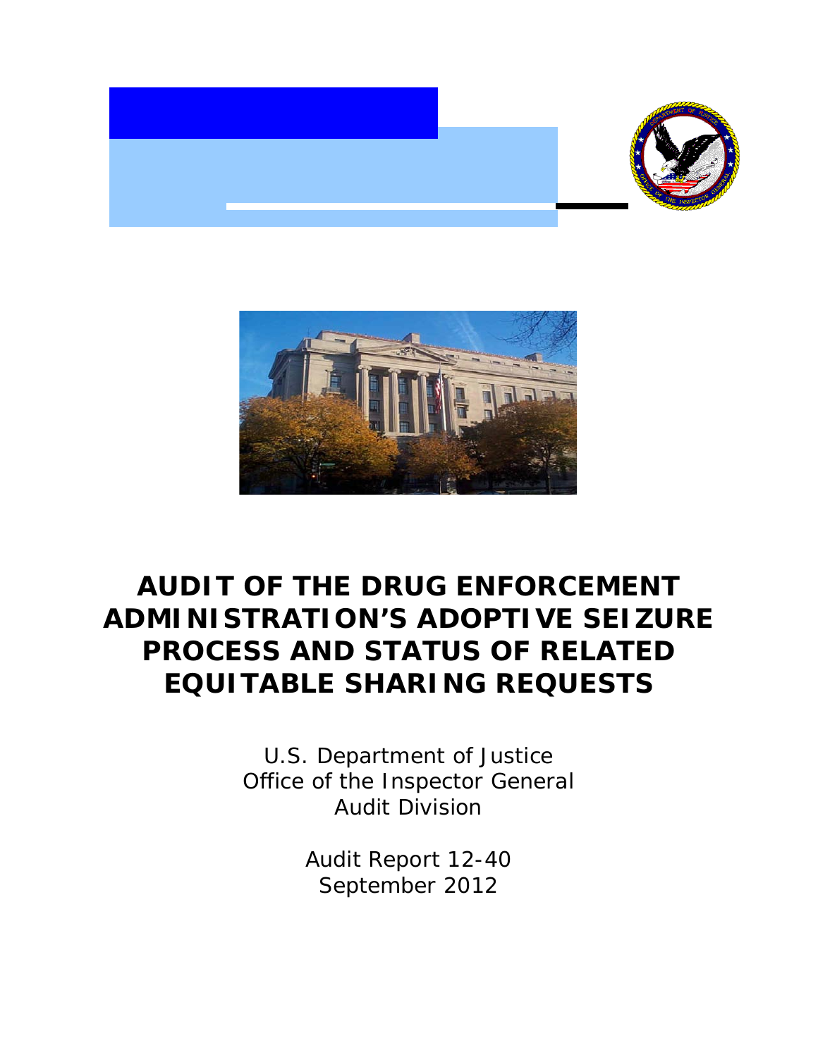# AUDIT OF THE DRUG ENFORCEMENT ADMINISTRATION'S ADOPTIVE SEIZURE PROCESS AND STATUS OF RELATED EQUITABLE SHARING REQUESTS

U.S. Department of Justice
Office of the Inspector General
Audit Division

Audit Report 12-40
September 2012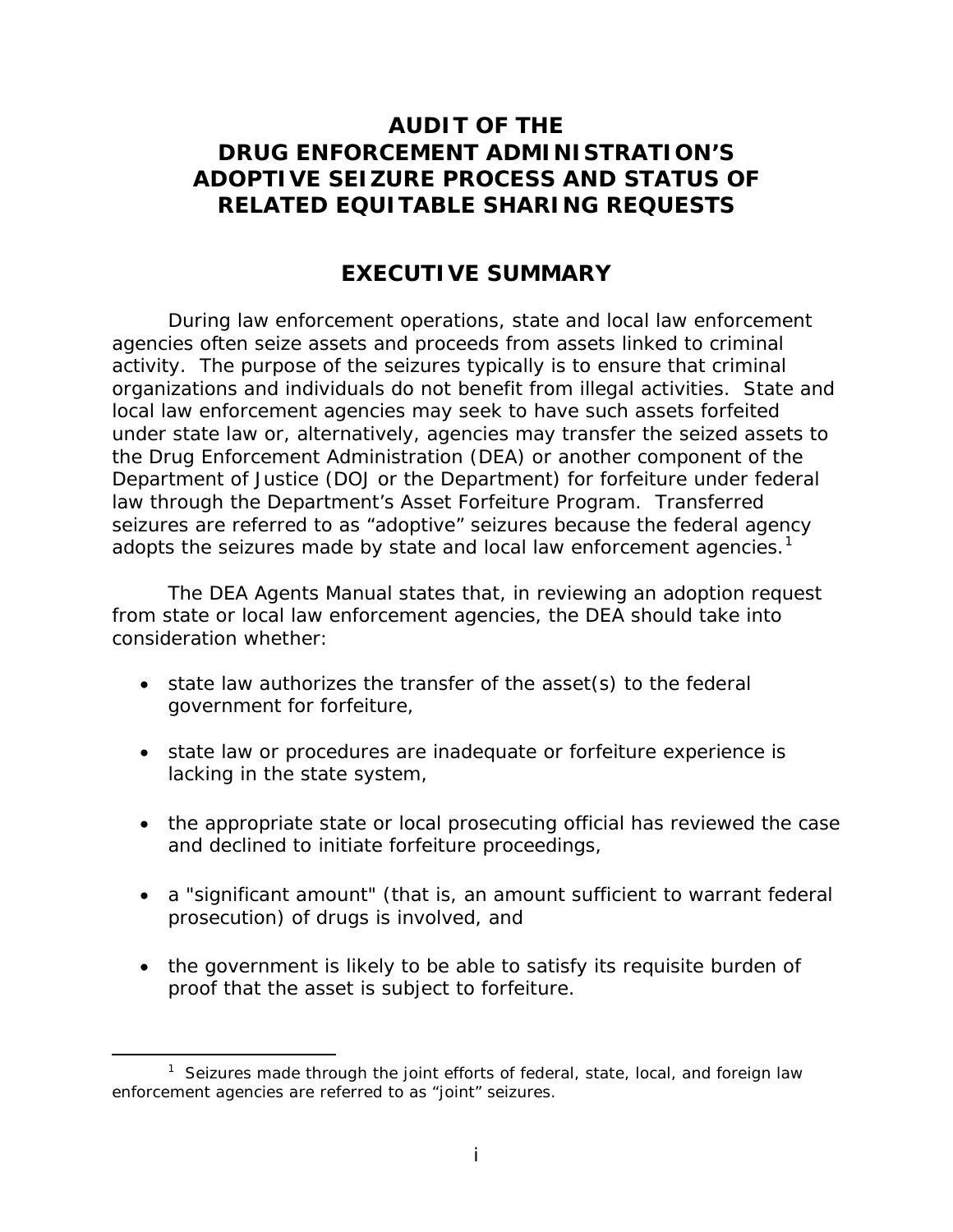# AUDIT OF THE DRUG ENFORCEMENT ADMINISTRATION'S ADOPTIVE SEIZURE PROCESS AND STATUS OF RELATED EQUITABLE SHARING REQUESTS

## EXECUTIVE SUMMARY

During law enforcement operations, state and local law enforcement agencies often seize assets and proceeds from assets linked to criminal activity. The purpose of the seizures typically is to ensure that criminal organizations and individuals do not benefit from illegal activities. State and local law enforcement agencies may seek to have such assets forfeited under state law or, alternatively, agencies may transfer the seized assets to the Drug Enforcement Administration (DEA) or another component of the Department of Justice (DOJ or the Department) for forfeiture under federal law through the Department's Asset Forfeiture Program. Transferred seizures are referred to as "adoptive" seizures because the federal agency adopts the seizures made by state and local law enforcement agencies.[1]

The DEA Agents Manual states that, in reviewing an adoption request from state or local law enforcement agencies, the DEA should take into consideration whether:

- state law authorizes the transfer of the asset(s) to the federal government for forfeiture,
- state law or procedures are inadequate or forfeiture experience is lacking in the state system,
- the appropriate state or local prosecuting official has reviewed the case and declined to initiate forfeiture proceedings,
- a "significant amount" (that is, an amount sufficient to warrant federal prosecution) of drugs is involved, and
- the government is likely to be able to satisfy its requisite burden of proof that the asset is subject to forfeiture.

[1] Seizures made through the joint efforts of federal, state, local, and foreign law enforcement agencies are referred to as "joint" seizures.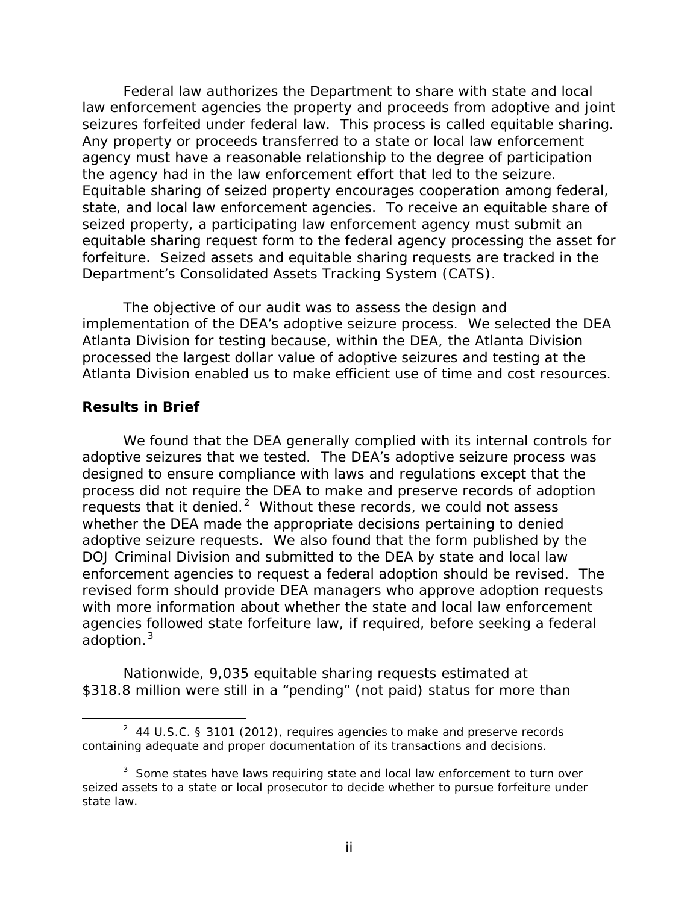Federal law authorizes the Department to share with state and local law enforcement agencies the property and proceeds from adoptive and joint seizures forfeited under federal law. This process is called equitable sharing. Any property or proceeds transferred to a state or local law enforcement agency must have a reasonable relationship to the degree of participation the agency had in the law enforcement effort that led to the seizure. Equitable sharing of seized property encourages cooperation among federal, state, and local law enforcement agencies. To receive an equitable share of seized property, a participating law enforcement agency must submit an equitable sharing request form to the federal agency processing the asset for forfeiture. Seized assets and equitable sharing requests are tracked in the Department's Consolidated Assets Tracking System (CATS).

The objective of our audit was to assess the design and implementation of the DEA's adoptive seizure process. We selected the DEA Atlanta Division for testing because, within the DEA, the Atlanta Division processed the largest dollar value of adoptive seizures and testing at the Atlanta Division enabled us to make efficient use of time and cost resources.

**Results in Brief**

We found that the DEA generally complied with its internal controls for adoptive seizures that we tested. The DEA's adoptive seizure process was designed to ensure compliance with laws and regulations except that the process did not require the DEA to make and preserve records of adoption requests that it denied.[2] Without these records, we could not assess whether the DEA made the appropriate decisions pertaining to denied adoptive seizure requests. We also found that the form published by the DOJ Criminal Division and submitted to the DEA by state and local law enforcement agencies to request a federal adoption should be revised. The revised form should provide DEA managers who approve adoption requests with more information about whether the state and local law enforcement agencies followed state forfeiture law, if required, before seeking a federal adoption.[3]

Nationwide, 9,035 equitable sharing requests estimated at $318.8 million were still in a "pending" (not paid) status for more than

[2] 44 U.S.C. § 3101 (2012), requires agencies to make and preserve records containing adequate and proper documentation of its transactions and decisions.

[3] Some states have laws requiring state and local law enforcement to turn over seized assets to a state or local prosecutor to decide whether to pursue forfeiture under state law.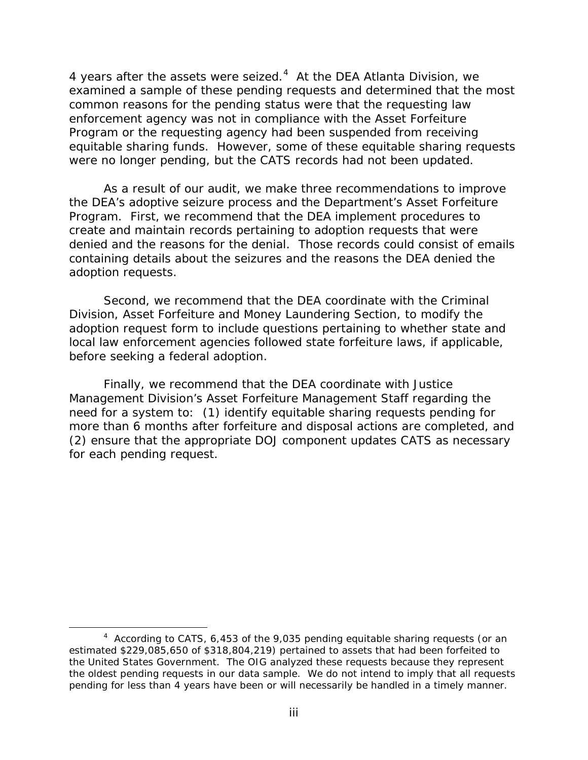4 years after the assets were seized.[4] At the DEA Atlanta Division, we examined a sample of these pending requests and determined that the most common reasons for the pending status were that the requesting law enforcement agency was not in compliance with the Asset Forfeiture Program or the requesting agency had been suspended from receiving equitable sharing funds. However, some of these equitable sharing requests were no longer pending, but the CATS records had not been updated.

As a result of our audit, we make three recommendations to improve the DEA's adoptive seizure process and the Department's Asset Forfeiture Program. First, we recommend that the DEA implement procedures to create and maintain records pertaining to adoption requests that were denied and the reasons for the denial. Those records could consist of emails containing details about the seizures and the reasons the DEA denied the adoption requests.

Second, we recommend that the DEA coordinate with the Criminal Division, Asset Forfeiture and Money Laundering Section, to modify the adoption request form to include questions pertaining to whether state and local law enforcement agencies followed state forfeiture laws, if applicable, before seeking a federal adoption.

Finally, we recommend that the DEA coordinate with Justice Management Division's Asset Forfeiture Management Staff regarding the need for a system to: (1) identify equitable sharing requests pending for more than 6 months after forfeiture and disposal actions are completed, and (2) ensure that the appropriate DOJ component updates CATS as necessary for each pending request.

[4] According to CATS, 6,453 of the 9,035 pending equitable sharing requests (or an estimated $229,085,650 of $318,804,219) pertained to assets that had been forfeited to the United States Government. The OIG analyzed these requests because they represent the oldest pending requests in our data sample. We do not intend to imply that all requests pending for less than 4 years have been or will necessarily be handled in a timely manner.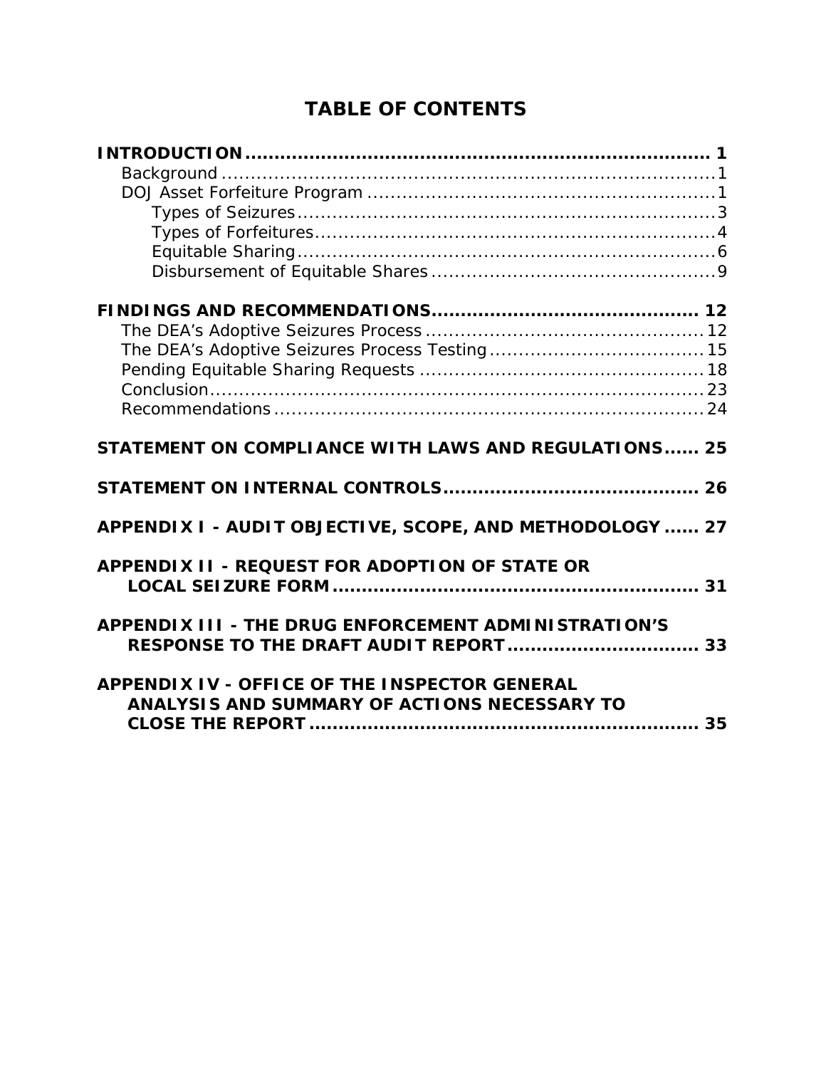# TABLE OF CONTENTS

**INTRODUCTION** ... **1**
- Background ... 1
- DOJ Asset Forfeiture Program ... 1
  - Types of Seizures ... 3
  - Types of Forfeitures ... 4
  - Equitable Sharing ... 6
  - Disbursement of Equitable Shares ... 9

**FINDINGS AND RECOMMENDATIONS** ... **12**
- The DEA's Adoptive Seizures Process ... 12
- The DEA's Adoptive Seizures Process Testing ... 15
- Pending Equitable Sharing Requests ... 18
- Conclusion ... 23
- Recommendations ... 24

**STATEMENT ON COMPLIANCE WITH LAWS AND REGULATIONS** ... **25**

**STATEMENT ON INTERNAL CONTROLS** ... **26**

**APPENDIX I - AUDIT OBJECTIVE, SCOPE, AND METHODOLOGY** ... **27**

**APPENDIX II - REQUEST FOR ADOPTION OF STATE OR LOCAL SEIZURE FORM** ... **31**

**APPENDIX III - THE DRUG ENFORCEMENT ADMINISTRATION'S RESPONSE TO THE DRAFT AUDIT REPORT** ... **33**

**APPENDIX IV - OFFICE OF THE INSPECTOR GENERAL ANALYSIS AND SUMMARY OF ACTIONS NECESSARY TO CLOSE THE REPORT** ... **35**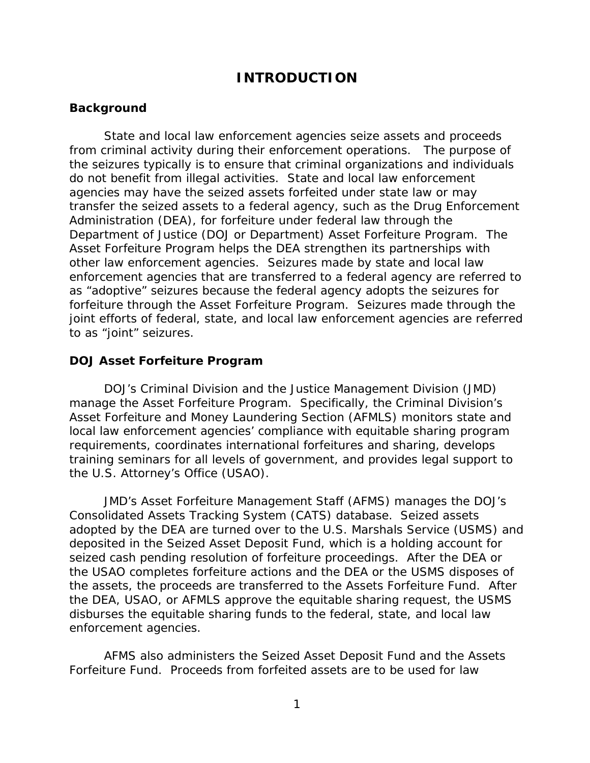# INTRODUCTION

## Background

State and local law enforcement agencies seize assets and proceeds from criminal activity during their enforcement operations. The purpose of the seizures typically is to ensure that criminal organizations and individuals do not benefit from illegal activities. State and local law enforcement agencies may have the seized assets forfeited under state law or may transfer the seized assets to a federal agency, such as the Drug Enforcement Administration (DEA), for forfeiture under federal law through the Department of Justice (DOJ or Department) Asset Forfeiture Program. The Asset Forfeiture Program helps the DEA strengthen its partnerships with other law enforcement agencies. Seizures made by state and local law enforcement agencies that are transferred to a federal agency are referred to as "adoptive" seizures because the federal agency adopts the seizures for forfeiture through the Asset Forfeiture Program. Seizures made through the joint efforts of federal, state, and local law enforcement agencies are referred to as "joint" seizures.

## DOJ Asset Forfeiture Program

DOJ's Criminal Division and the Justice Management Division (JMD) manage the Asset Forfeiture Program. Specifically, the Criminal Division's Asset Forfeiture and Money Laundering Section (AFMLS) monitors state and local law enforcement agencies' compliance with equitable sharing program requirements, coordinates international forfeitures and sharing, develops training seminars for all levels of government, and provides legal support to the U.S. Attorney's Office (USAO).

JMD's Asset Forfeiture Management Staff (AFMS) manages the DOJ's Consolidated Assets Tracking System (CATS) database. Seized assets adopted by the DEA are turned over to the U.S. Marshals Service (USMS) and deposited in the Seized Asset Deposit Fund, which is a holding account for seized cash pending resolution of forfeiture proceedings. After the DEA or the USAO completes forfeiture actions and the DEA or the USMS disposes of the assets, the proceeds are transferred to the Assets Forfeiture Fund. After the DEA, USAO, or AFMLS approve the equitable sharing request, the USMS disburses the equitable sharing funds to the federal, state, and local law enforcement agencies.

AFMS also administers the Seized Asset Deposit Fund and the Assets Forfeiture Fund. Proceeds from forfeited assets are to be used for law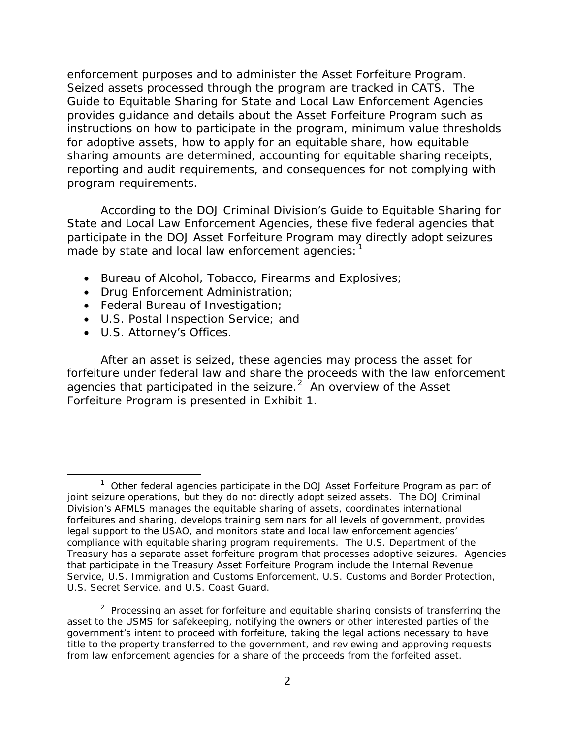enforcement purposes and to administer the Asset Forfeiture Program. Seized assets processed through the program are tracked in CATS. The Guide to Equitable Sharing for State and Local Law Enforcement Agencies provides guidance and details about the Asset Forfeiture Program such as instructions on how to participate in the program, minimum value thresholds for adoptive assets, how to apply for an equitable share, how equitable sharing amounts are determined, accounting for equitable sharing receipts, reporting and audit requirements, and consequences for not complying with program requirements.

According to the DOJ Criminal Division's Guide to Equitable Sharing for State and Local Law Enforcement Agencies, these five federal agencies that participate in the DOJ Asset Forfeiture Program may directly adopt seizures made by state and local law enforcement agencies:[1]

- Bureau of Alcohol, Tobacco, Firearms and Explosives;
- Drug Enforcement Administration;
- Federal Bureau of Investigation;
- U.S. Postal Inspection Service; and
- U.S. Attorney's Offices.

After an asset is seized, these agencies may process the asset for forfeiture under federal law and share the proceeds with the law enforcement agencies that participated in the seizure.[2] An overview of the Asset Forfeiture Program is presented in Exhibit 1.

---

[1] Other federal agencies participate in the DOJ Asset Forfeiture Program as part of joint seizure operations, but they do not directly adopt seized assets. The DOJ Criminal Division's AFMLS manages the equitable sharing of assets, coordinates international forfeitures and sharing, develops training seminars for all levels of government, provides legal support to the USAO, and monitors state and local law enforcement agencies' compliance with equitable sharing program requirements. The U.S. Department of the Treasury has a separate asset forfeiture program that processes adoptive seizures. Agencies that participate in the Treasury Asset Forfeiture Program include the Internal Revenue Service, U.S. Immigration and Customs Enforcement, U.S. Customs and Border Protection, U.S. Secret Service, and U.S. Coast Guard.

[2] Processing an asset for forfeiture and equitable sharing consists of transferring the asset to the USMS for safekeeping, notifying the owners or other interested parties of the government's intent to proceed with forfeiture, taking the legal actions necessary to have title to the property transferred to the government, and reviewing and approving requests from law enforcement agencies for a share of the proceeds from the forfeited asset.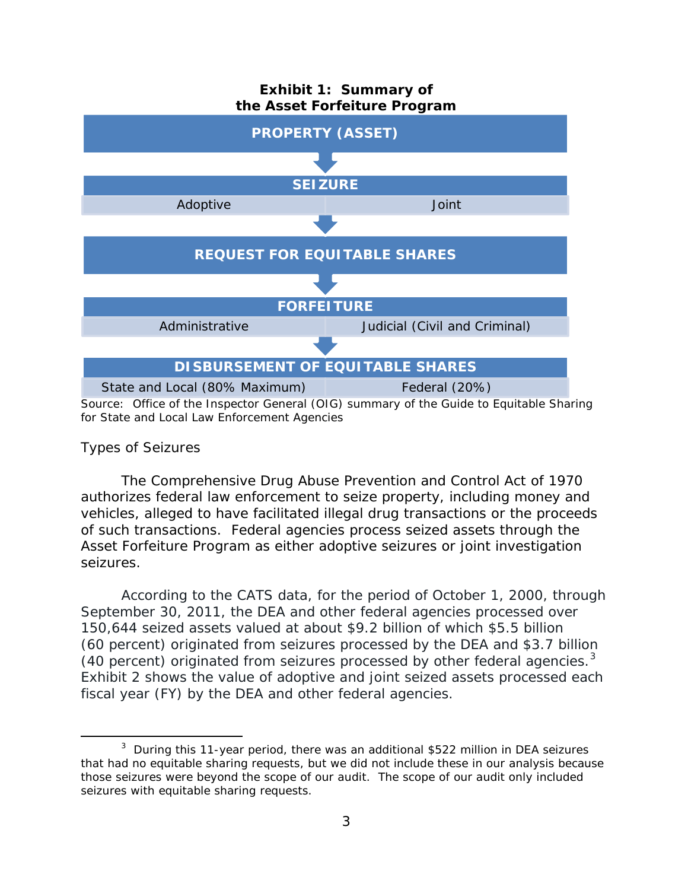**Exhibit 1: Summary of the Asset Forfeiture Program**

| PROPERTY (ASSET) | |
|---|---|
| ↓ | |
| **SEIZURE** | |
| Adoptive | Joint |
| ↓ | |
| **REQUEST FOR EQUITABLE SHARES** | |
| ↓ | |
| **FORFEITURE** | |
| Administrative | Judicial (Civil and Criminal) |
| ↓ | |
| **DISBURSEMENT OF EQUITABLE SHARES** | |
| State and Local (80% Maximum) | Federal (20%) |

Source: Office of the Inspector General (OIG) summary of the Guide to Equitable Sharing for State and Local Law Enforcement Agencies

### Types of Seizures

The Comprehensive Drug Abuse Prevention and Control Act of 1970 authorizes federal law enforcement to seize property, including money and vehicles, alleged to have facilitated illegal drug transactions or the proceeds of such transactions. Federal agencies process seized assets through the Asset Forfeiture Program as either adoptive seizures or joint investigation seizures.

According to the CATS data, for the period of October 1, 2000, through September 30, 2011, the DEA and other federal agencies processed over 150,644 seized assets valued at about $9.2 billion of which $5.5 billion (60 percent) originated from seizures processed by the DEA and $3.7 billion (40 percent) originated from seizures processed by other federal agencies.[3] Exhibit 2 shows the value of adoptive and joint seized assets processed each fiscal year (FY) by the DEA and other federal agencies.

---

[3] During this 11-year period, there was an additional $522 million in DEA seizures that had no equitable sharing requests, but we did not include these in our analysis because those seizures were beyond the scope of our audit. The scope of our audit only included seizures with equitable sharing requests.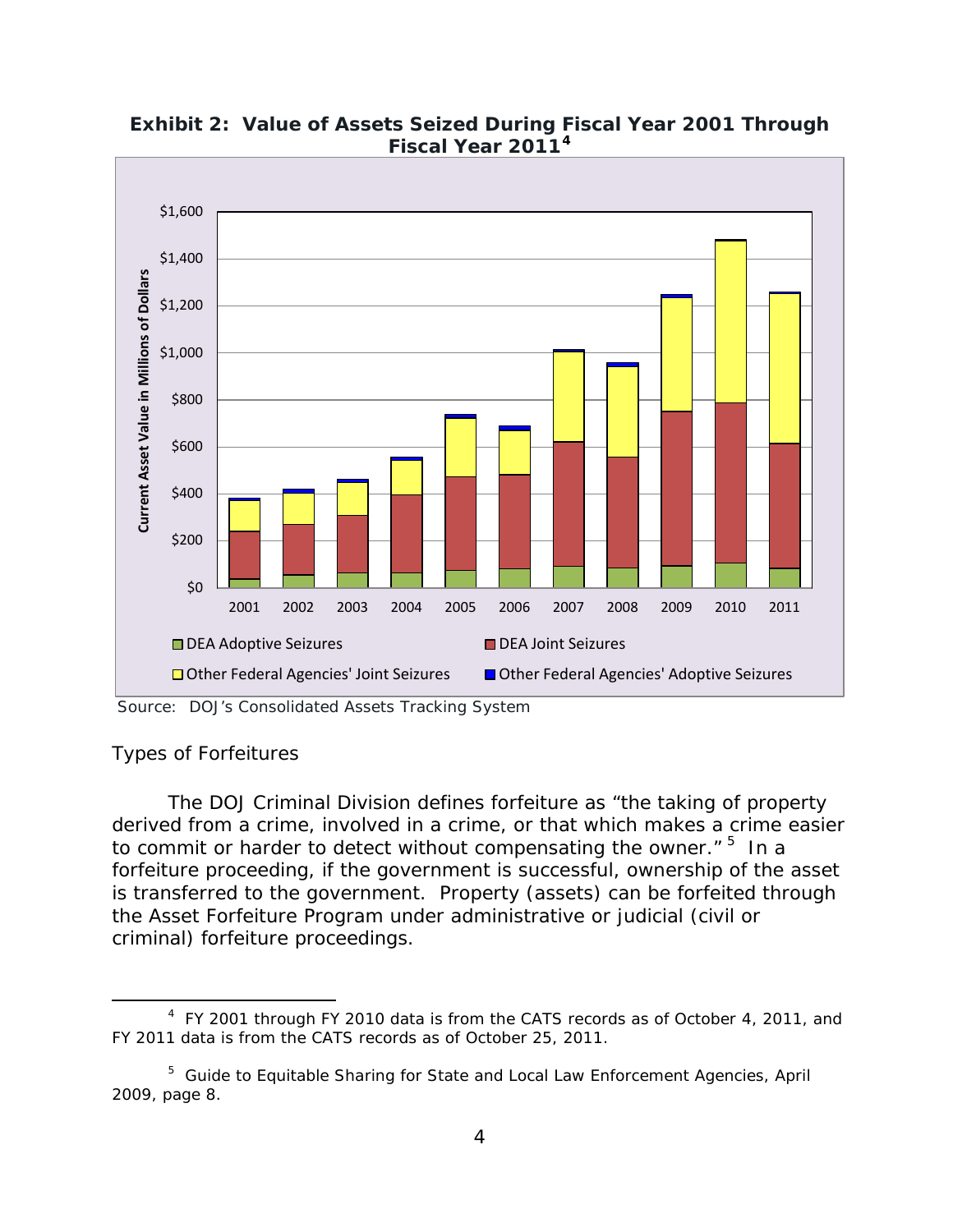**Exhibit 2: Value of Assets Seized During Fiscal Year 2001 Through Fiscal Year 2011**[4]

Current Asset Value in Millions of Dollars

$1,600
$1,400
$1,200
$1,000
$800
$600
$400
$200
$0

2001 2002 2003 2004 2005 2006 2007 2008 2009 2010 2011

DEA Adoptive Seizures
DEA Joint Seizures
Other Federal Agencies' Joint Seizures
Other Federal Agencies' Adoptive Seizures

Source: DOJ's Consolidated Assets Tracking System

Types of Forfeitures

The DOJ Criminal Division defines forfeiture as "the taking of property derived from a crime, involved in a crime, or that which makes a crime easier to commit or harder to detect without compensating the owner."[5] In a forfeiture proceeding, if the government is successful, ownership of the asset is transferred to the government. Property (assets) can be forfeited through the Asset Forfeiture Program under administrative or judicial (civil or criminal) forfeiture proceedings.

---

[4] FY 2001 through FY 2010 data is from the CATS records as of October 4, 2011, and FY 2011 data is from the CATS records as of October 25, 2011.

[5] Guide to Equitable Sharing for State and Local Law Enforcement Agencies, April 2009, page 8.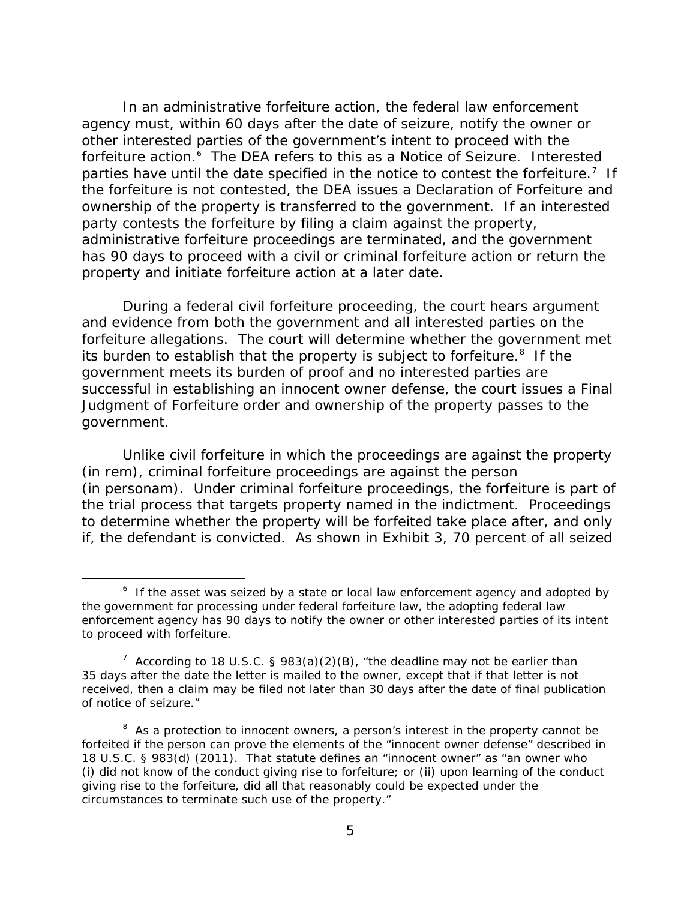In an administrative forfeiture action, the federal law enforcement agency must, within 60 days after the date of seizure, notify the owner or other interested parties of the government's intent to proceed with the forfeiture action.[6] The DEA refers to this as a Notice of Seizure. Interested parties have until the date specified in the notice to contest the forfeiture.[7] If the forfeiture is not contested, the DEA issues a Declaration of Forfeiture and ownership of the property is transferred to the government. If an interested party contests the forfeiture by filing a claim against the property, administrative forfeiture proceedings are terminated, and the government has 90 days to proceed with a civil or criminal forfeiture action or return the property and initiate forfeiture action at a later date.

During a federal civil forfeiture proceeding, the court hears argument and evidence from both the government and all interested parties on the forfeiture allegations. The court will determine whether the government met its burden to establish that the property is subject to forfeiture.[8] If the government meets its burden of proof and no interested parties are successful in establishing an innocent owner defense, the court issues a Final Judgment of Forfeiture order and ownership of the property passes to the government.

Unlike civil forfeiture in which the proceedings are against the property (in rem), criminal forfeiture proceedings are against the person (in personam). Under criminal forfeiture proceedings, the forfeiture is part of the trial process that targets property named in the indictment. Proceedings to determine whether the property will be forfeited take place after, and only if, the defendant is convicted. As shown in Exhibit 3, 70 percent of all seized

---

[6] If the asset was seized by a state or local law enforcement agency and adopted by the government for processing under federal forfeiture law, the adopting federal law enforcement agency has 90 days to notify the owner or other interested parties of its intent to proceed with forfeiture.

[7] According to 18 U.S.C. § 983(a)(2)(B), "the deadline may not be earlier than 35 days after the date the letter is mailed to the owner, except that if that letter is not received, then a claim may be filed not later than 30 days after the date of final publication of notice of seizure."

[8] As a protection to innocent owners, a person's interest in the property cannot be forfeited if the person can prove the elements of the "innocent owner defense" described in 18 U.S.C. § 983(d) (2011). That statute defines an "innocent owner" as "an owner who (i) did not know of the conduct giving rise to forfeiture; or (ii) upon learning of the conduct giving rise to the forfeiture, did all that reasonably could be expected under the circumstances to terminate such use of the property."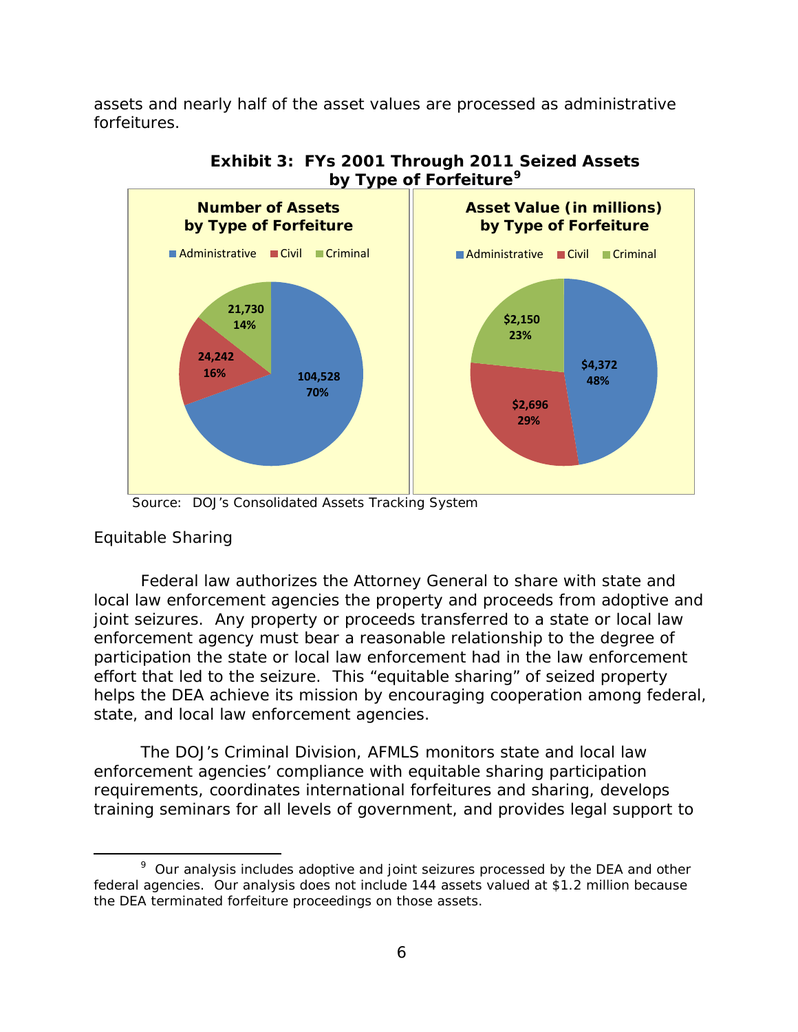assets and nearly half of the asset values are processed as administrative forfeitures.

**Exhibit 3: FYs 2001 Through 2011 Seized Assets by Type of Forfeiture[9]**

**Number of Assets by Type of Forfeiture**

| Type | Number | Percent |
|---|---|---|
| Administrative | 104,528 | 70% |
| Civil | 24,242 | 16% |
| Criminal | 21,730 | 14% |

**Asset Value (in millions) by Type of Forfeiture**

| Type | Value | Percent |
|---|---|---|
| Administrative | $4,372 | 48% |
| Civil | $2,696 | 29% |
| Criminal | $2,150 | 23% |

Source: DOJ's Consolidated Assets Tracking System

Equitable Sharing

Federal law authorizes the Attorney General to share with state and local law enforcement agencies the property and proceeds from adoptive and joint seizures. Any property or proceeds transferred to a state or local law enforcement agency must bear a reasonable relationship to the degree of participation the state or local law enforcement had in the law enforcement effort that led to the seizure. This "equitable sharing" of seized property helps the DEA achieve its mission by encouraging cooperation among federal, state, and local law enforcement agencies.

The DOJ's Criminal Division, AFMLS monitors state and local law enforcement agencies' compliance with equitable sharing participation requirements, coordinates international forfeitures and sharing, develops training seminars for all levels of government, and provides legal support to

[9] Our analysis includes adoptive and joint seizures processed by the DEA and other federal agencies. Our analysis does not include 144 assets valued at $1.2 million because the DEA terminated forfeiture proceedings on those assets.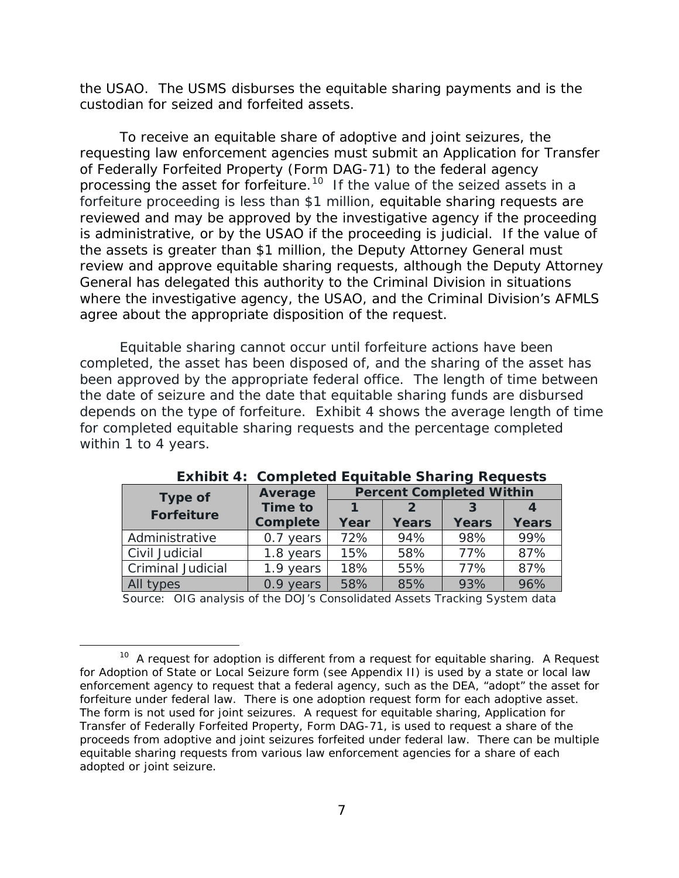the USAO. The USMS disburses the equitable sharing payments and is the custodian for seized and forfeited assets.

To receive an equitable share of adoptive and joint seizures, the requesting law enforcement agencies must submit an Application for Transfer of Federally Forfeited Property (Form DAG-71) to the federal agency processing the asset for forfeiture.[10] If the value of the seized assets in a forfeiture proceeding is less than $1 million, equitable sharing requests are reviewed and may be approved by the investigative agency if the proceeding is administrative, or by the USAO if the proceeding is judicial. If the value of the assets is greater than $1 million, the Deputy Attorney General must review and approve equitable sharing requests, although the Deputy Attorney General has delegated this authority to the Criminal Division in situations where the investigative agency, the USAO, and the Criminal Division's AFMLS agree about the appropriate disposition of the request.

Equitable sharing cannot occur until forfeiture actions have been completed, the asset has been disposed of, and the sharing of the asset has been approved by the appropriate federal office. The length of time between the date of seizure and the date that equitable sharing funds are disbursed depends on the type of forfeiture. Exhibit 4 shows the average length of time for completed equitable sharing requests and the percentage completed within 1 to 4 years.

**Exhibit 4: Completed Equitable Sharing Requests**

| Type of Forfeiture | Average Time to Complete | Percent Completed Within | | | |
|---|---|---|---|---|---|
| | | 1 Year | 2 Years | 3 Years | 4 Years |
| Administrative | 0.7 years | 72% | 94% | 98% | 99% |
| Civil Judicial | 1.8 years | 15% | 58% | 77% | 87% |
| Criminal Judicial | 1.9 years | 18% | 55% | 77% | 87% |
| All types | 0.9 years | 58% | 85% | 93% | 96% |

Source: OIG analysis of the DOJ's Consolidated Assets Tracking System data

[10] A request for adoption is different from a request for equitable sharing. A Request for Adoption of State or Local Seizure form (see Appendix II) is used by a state or local law enforcement agency to request that a federal agency, such as the DEA, "adopt" the asset for forfeiture under federal law. There is one adoption request form for each adoptive asset. The form is not used for joint seizures. A request for equitable sharing, Application for Transfer of Federally Forfeited Property, Form DAG-71, is used to request a share of the proceeds from adoptive and joint seizures forfeited under federal law. There can be multiple equitable sharing requests from various law enforcement agencies for a share of each adopted or joint seizure.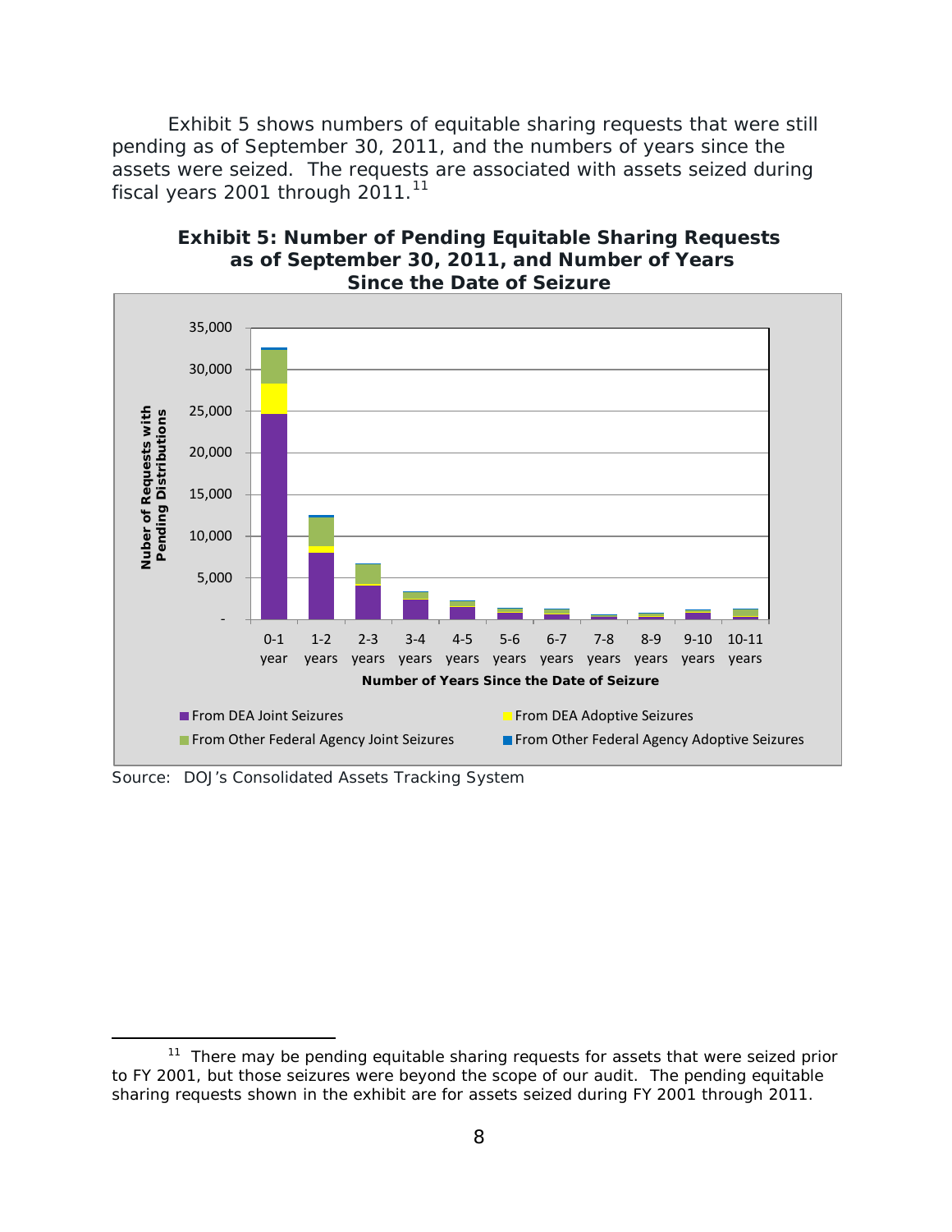Exhibit 5 shows numbers of equitable sharing requests that were still pending as of September 30, 2011, and the numbers of years since the assets were seized. The requests are associated with assets seized during fiscal years 2001 through 2011.[11]

**Exhibit 5: Number of Pending Equitable Sharing Requests as of September 30, 2011, and Number of Years Since the Date of Seizure**

Source: DOJ's Consolidated Assets Tracking System

[11] There may be pending equitable sharing requests for assets that were seized prior to FY 2001, but those seizures were beyond the scope of our audit. The pending equitable sharing requests shown in the exhibit are for assets seized during FY 2001 through 2011.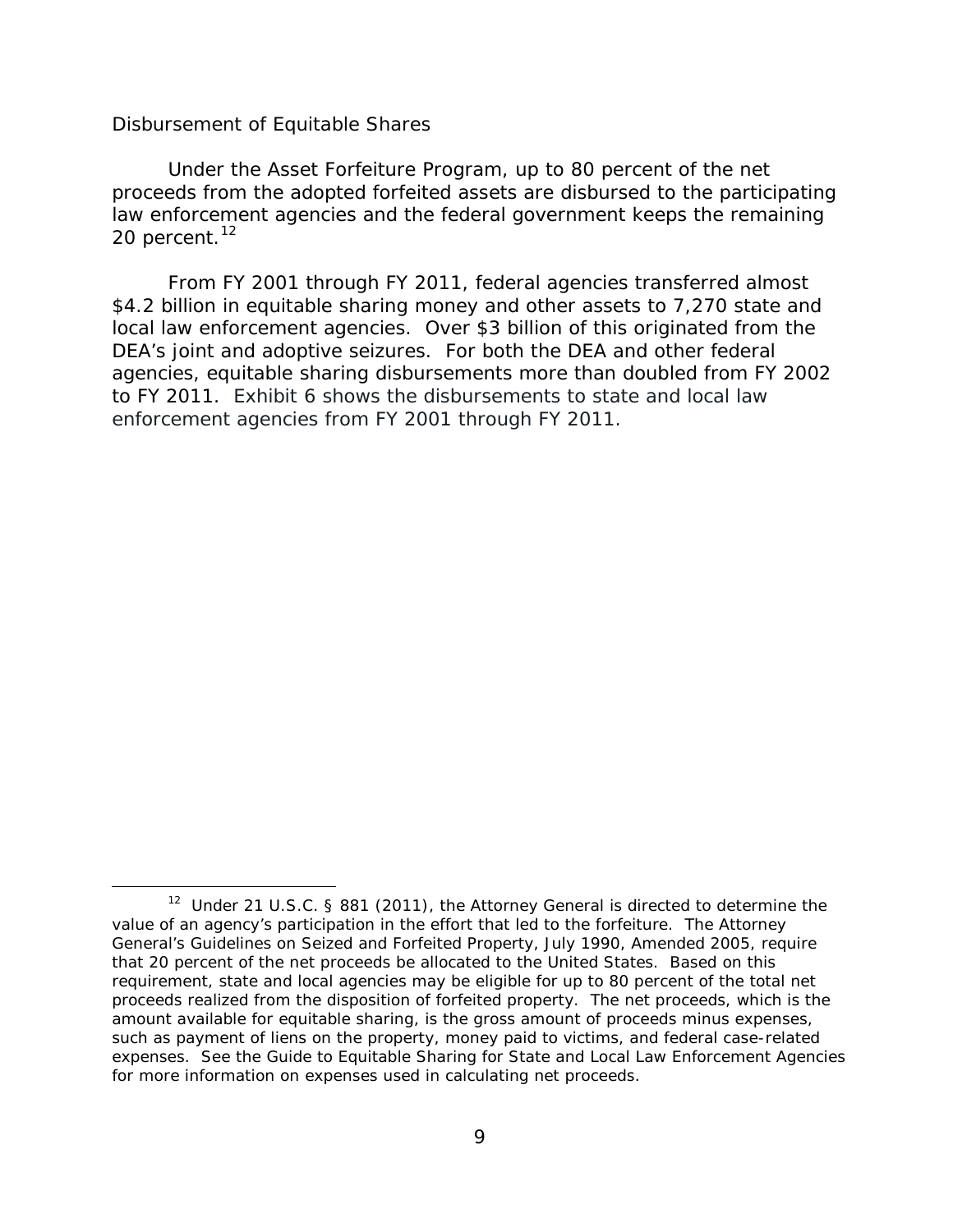### Disbursement of Equitable Shares

Under the Asset Forfeiture Program, up to 80 percent of the net proceeds from the adopted forfeited assets are disbursed to the participating law enforcement agencies and the federal government keeps the remaining 20 percent.[12]

From FY 2001 through FY 2011, federal agencies transferred almost $4.2 billion in equitable sharing money and other assets to 7,270 state and local law enforcement agencies. Over $3 billion of this originated from the DEA's joint and adoptive seizures. For both the DEA and other federal agencies, equitable sharing disbursements more than doubled from FY 2002 to FY 2011. Exhibit 6 shows the disbursements to state and local law enforcement agencies from FY 2001 through FY 2011.

---

[12] Under 21 U.S.C. § 881 (2011), the Attorney General is directed to determine the value of an agency's participation in the effort that led to the forfeiture. The Attorney General's Guidelines on Seized and Forfeited Property, July 1990, Amended 2005, require that 20 percent of the net proceeds be allocated to the United States. Based on this requirement, state and local agencies may be eligible for up to 80 percent of the total net proceeds realized from the disposition of forfeited property. The net proceeds, which is the amount available for equitable sharing, is the gross amount of proceeds minus expenses, such as payment of liens on the property, money paid to victims, and federal case-related expenses. See the Guide to Equitable Sharing for State and Local Law Enforcement Agencies for more information on expenses used in calculating net proceeds.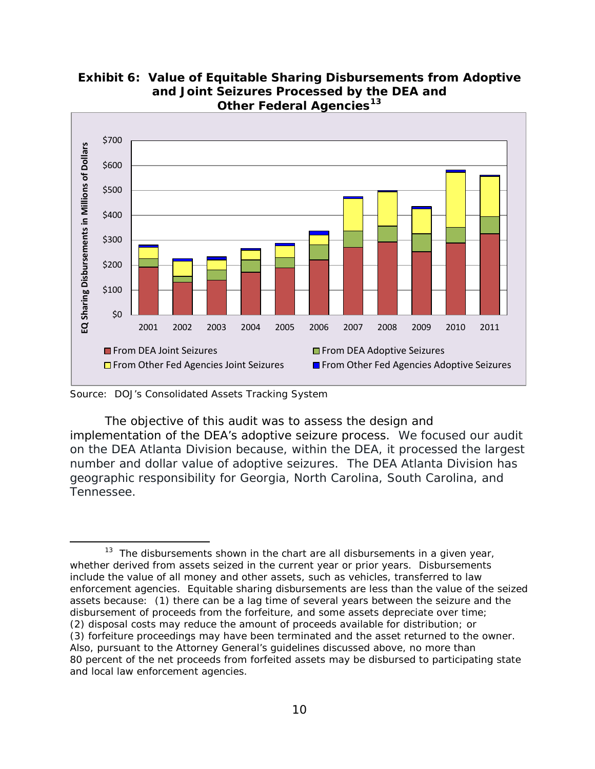**Exhibit 6: Value of Equitable Sharing Disbursements from Adoptive and Joint Seizures Processed by the DEA and Other Federal Agencies[13]**

Source: DOJ's Consolidated Assets Tracking System

The objective of this audit was to assess the design and implementation of the DEA's adoptive seizure process. We focused our audit on the DEA Atlanta Division because, within the DEA, it processed the largest number and dollar value of adoptive seizures. The DEA Atlanta Division has geographic responsibility for Georgia, North Carolina, South Carolina, and Tennessee.

---

[13] The disbursements shown in the chart are all disbursements in a given year, whether derived from assets seized in the current year or prior years. Disbursements include the value of all money and other assets, such as vehicles, transferred to law enforcement agencies. Equitable sharing disbursements are less than the value of the seized assets because: (1) there can be a lag time of several years between the seizure and the disbursement of proceeds from the forfeiture, and some assets depreciate over time; (2) disposal costs may reduce the amount of proceeds available for distribution; or (3) forfeiture proceedings may have been terminated and the asset returned to the owner. Also, pursuant to the Attorney General's guidelines discussed above, no more than 80 percent of the net proceeds from forfeited assets may be disbursed to participating state and local law enforcement agencies.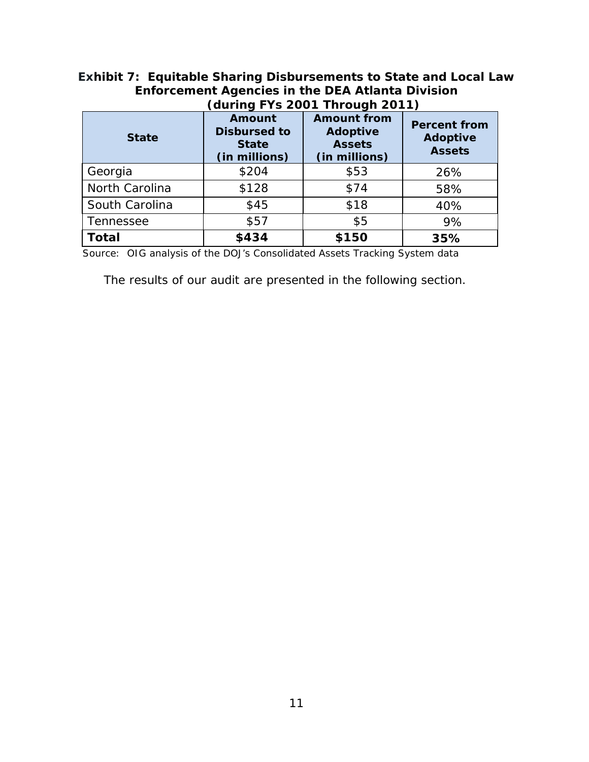**Exhibit 7: Equitable Sharing Disbursements to State and Local Law Enforcement Agencies in the DEA Atlanta Division (during FYs 2001 Through 2011)**

| State | Amount Disbursed to State (in millions) | Amount from Adoptive Assets (in millions) | Percent from Adoptive Assets |
|---|---|---|---|
| Georgia | $204 | $53 | 26% |
| North Carolina | $128 | $74 | 58% |
| South Carolina | $45 | $18 | 40% |
| Tennessee | $57 | $5 | 9% |
| **Total** | **$434** | **$150** | **35%** |

Source: OIG analysis of the DOJ's Consolidated Assets Tracking System data

The results of our audit are presented in the following section.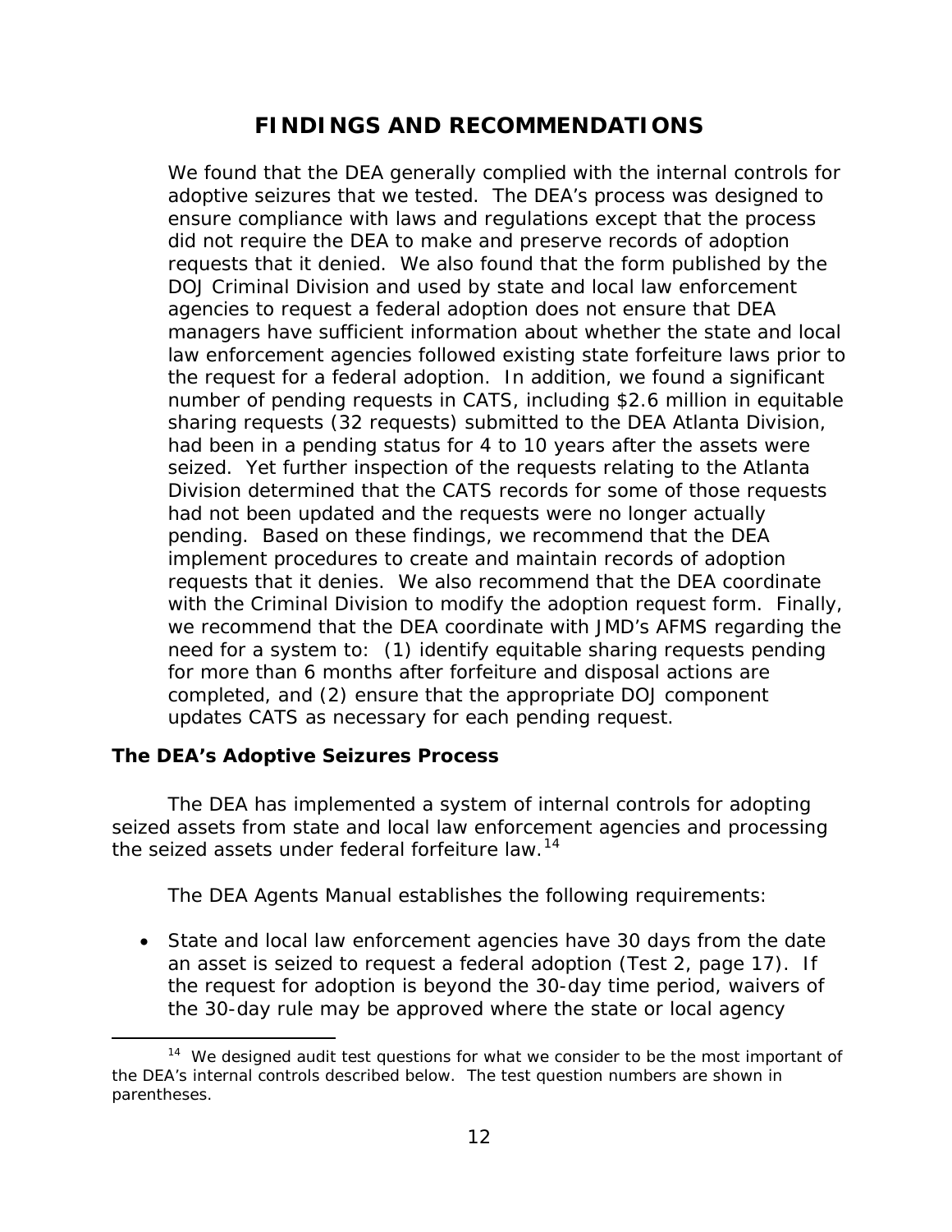# FINDINGS AND RECOMMENDATIONS

We found that the DEA generally complied with the internal controls for adoptive seizures that we tested. The DEA's process was designed to ensure compliance with laws and regulations except that the process did not require the DEA to make and preserve records of adoption requests that it denied. We also found that the form published by the DOJ Criminal Division and used by state and local law enforcement agencies to request a federal adoption does not ensure that DEA managers have sufficient information about whether the state and local law enforcement agencies followed existing state forfeiture laws prior to the request for a federal adoption. In addition, we found a significant number of pending requests in CATS, including $2.6 million in equitable sharing requests (32 requests) submitted to the DEA Atlanta Division, had been in a pending status for 4 to 10 years after the assets were seized. Yet further inspection of the requests relating to the Atlanta Division determined that the CATS records for some of those requests had not been updated and the requests were no longer actually pending. Based on these findings, we recommend that the DEA implement procedures to create and maintain records of adoption requests that it denies. We also recommend that the DEA coordinate with the Criminal Division to modify the adoption request form. Finally, we recommend that the DEA coordinate with JMD's AFMS regarding the need for a system to: (1) identify equitable sharing requests pending for more than 6 months after forfeiture and disposal actions are completed, and (2) ensure that the appropriate DOJ component updates CATS as necessary for each pending request.

### The DEA's Adoptive Seizures Process

The DEA has implemented a system of internal controls for adopting seized assets from state and local law enforcement agencies and processing the seized assets under federal forfeiture law.[14]

The DEA Agents Manual establishes the following requirements:

- State and local law enforcement agencies have 30 days from the date an asset is seized to request a federal adoption (Test 2, page 17). If the request for adoption is beyond the 30-day time period, waivers of the 30-day rule may be approved where the state or local agency

[14] We designed audit test questions for what we consider to be the most important of the DEA's internal controls described below. The test question numbers are shown in parentheses.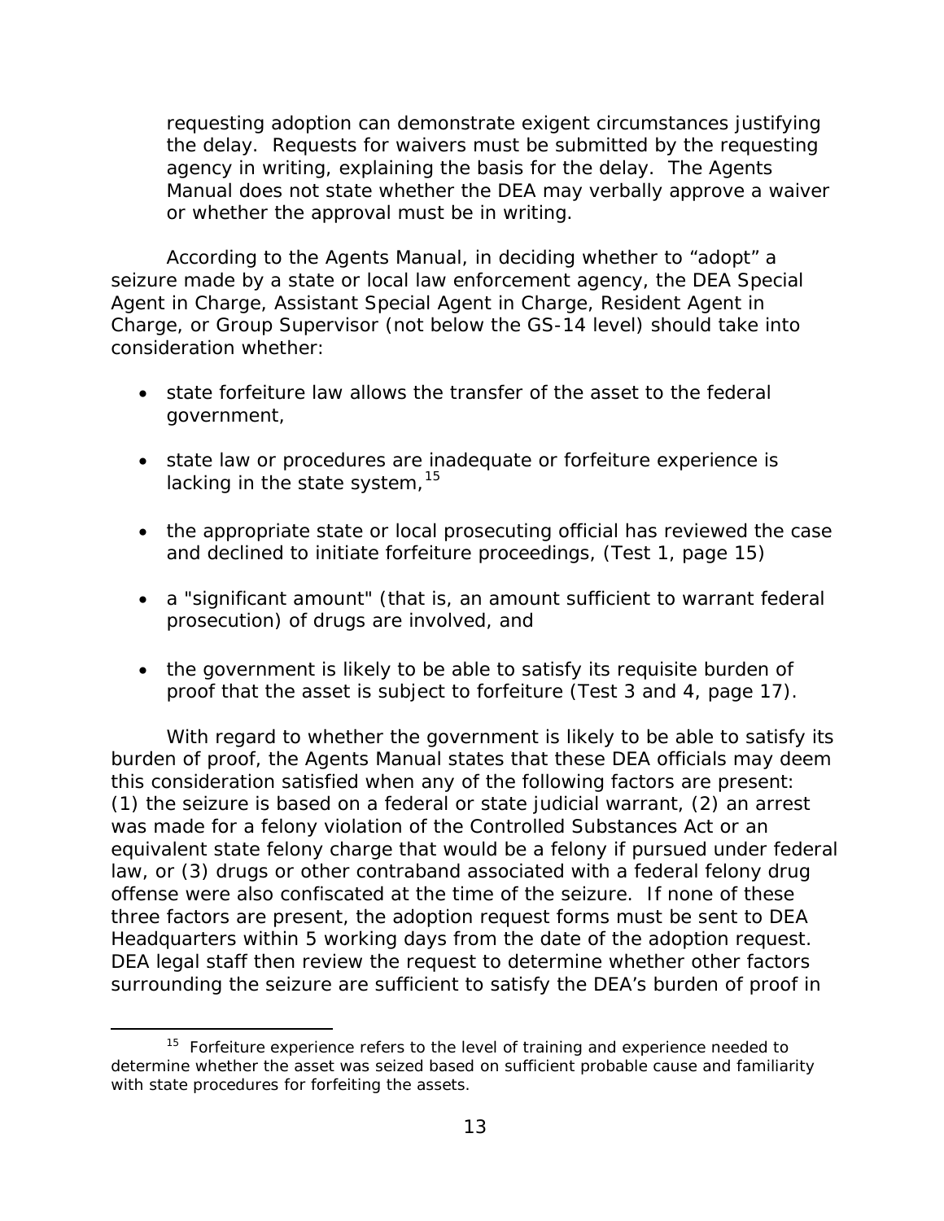requesting adoption can demonstrate exigent circumstances justifying the delay. Requests for waivers must be submitted by the requesting agency in writing, explaining the basis for the delay. The Agents Manual does not state whether the DEA may verbally approve a waiver or whether the approval must be in writing.

According to the Agents Manual, in deciding whether to "adopt" a seizure made by a state or local law enforcement agency, the DEA Special Agent in Charge, Assistant Special Agent in Charge, Resident Agent in Charge, or Group Supervisor (not below the GS-14 level) should take into consideration whether:

- state forfeiture law allows the transfer of the asset to the federal government,
- state law or procedures are inadequate or forfeiture experience is lacking in the state system,[15]
- the appropriate state or local prosecuting official has reviewed the case and declined to initiate forfeiture proceedings, (Test 1, page 15)
- a "significant amount" (that is, an amount sufficient to warrant federal prosecution) of drugs are involved, and
- the government is likely to be able to satisfy its requisite burden of proof that the asset is subject to forfeiture (Test 3 and 4, page 17).

With regard to whether the government is likely to be able to satisfy its burden of proof, the Agents Manual states that these DEA officials may deem this consideration satisfied when any of the following factors are present: (1) the seizure is based on a federal or state judicial warrant, (2) an arrest was made for a felony violation of the Controlled Substances Act or an equivalent state felony charge that would be a felony if pursued under federal law, or (3) drugs or other contraband associated with a federal felony drug offense were also confiscated at the time of the seizure. If none of these three factors are present, the adoption request forms must be sent to DEA Headquarters within 5 working days from the date of the adoption request. DEA legal staff then review the request to determine whether other factors surrounding the seizure are sufficient to satisfy the DEA's burden of proof in

[15] Forfeiture experience refers to the level of training and experience needed to determine whether the asset was seized based on sufficient probable cause and familiarity with state procedures for forfeiting the assets.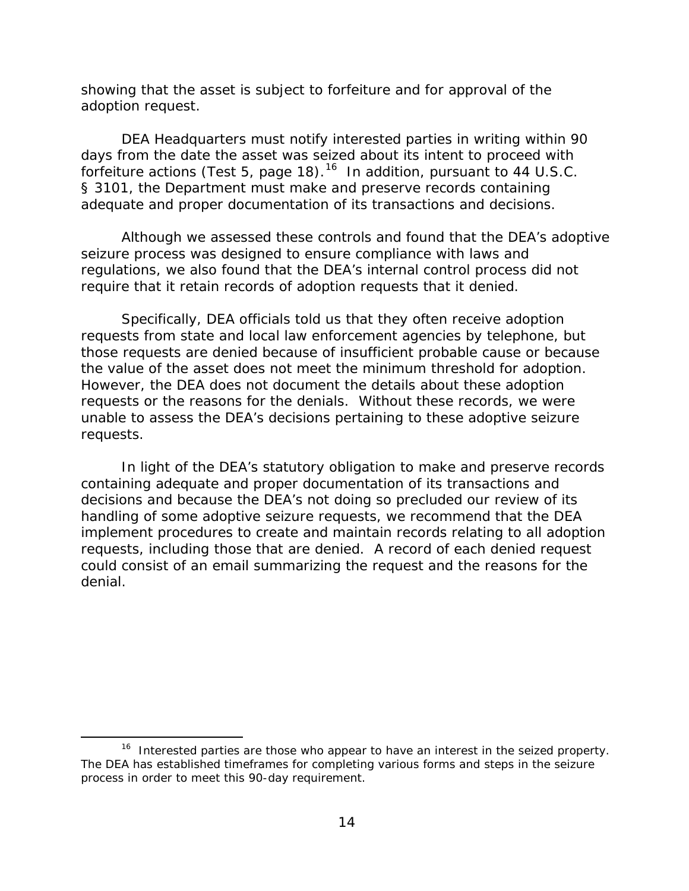showing that the asset is subject to forfeiture and for approval of the adoption request.

DEA Headquarters must notify interested parties in writing within 90 days from the date the asset was seized about its intent to proceed with forfeiture actions (Test 5, page 18).[16] In addition, pursuant to 44 U.S.C. § 3101, the Department must make and preserve records containing adequate and proper documentation of its transactions and decisions.

Although we assessed these controls and found that the DEA's adoptive seizure process was designed to ensure compliance with laws and regulations, we also found that the DEA's internal control process did not require that it retain records of adoption requests that it denied.

Specifically, DEA officials told us that they often receive adoption requests from state and local law enforcement agencies by telephone, but those requests are denied because of insufficient probable cause or because the value of the asset does not meet the minimum threshold for adoption. However, the DEA does not document the details about these adoption requests or the reasons for the denials. Without these records, we were unable to assess the DEA's decisions pertaining to these adoptive seizure requests.

In light of the DEA's statutory obligation to make and preserve records containing adequate and proper documentation of its transactions and decisions and because the DEA's not doing so precluded our review of its handling of some adoptive seizure requests, we recommend that the DEA implement procedures to create and maintain records relating to all adoption requests, including those that are denied. A record of each denied request could consist of an email summarizing the request and the reasons for the denial.

[16] Interested parties are those who appear to have an interest in the seized property. The DEA has established timeframes for completing various forms and steps in the seizure process in order to meet this 90-day requirement.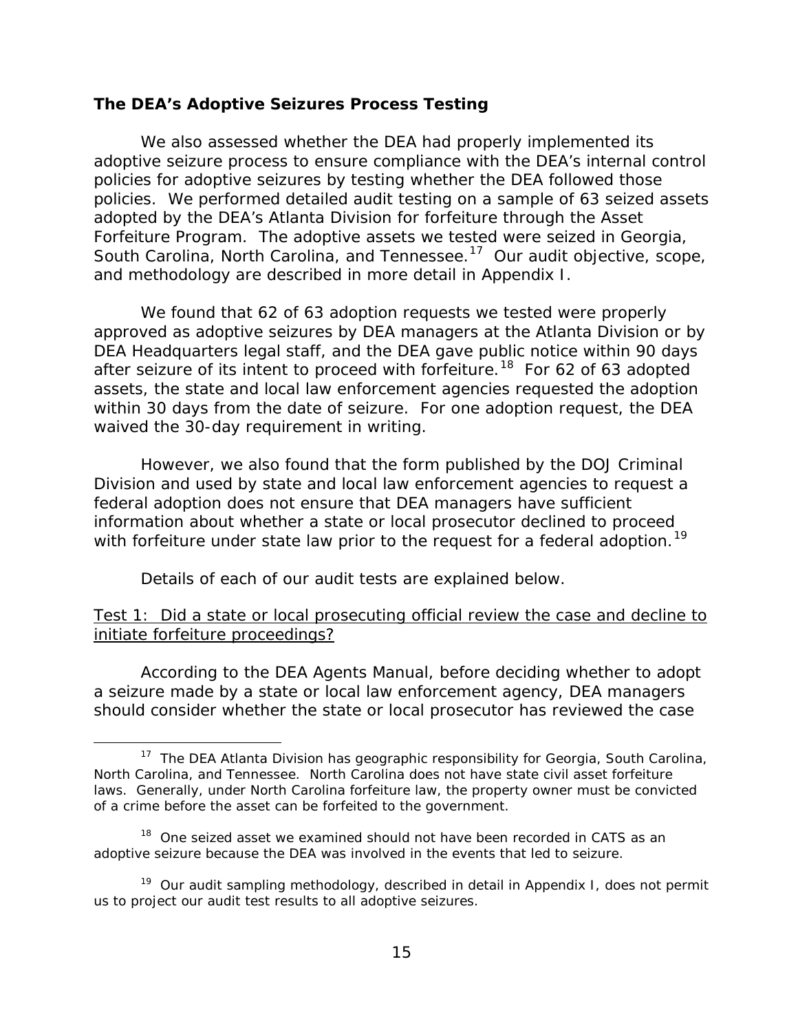### The DEA's Adoptive Seizures Process Testing

We also assessed whether the DEA had properly implemented its adoptive seizure process to ensure compliance with the DEA's internal control policies for adoptive seizures by testing whether the DEA followed those policies. We performed detailed audit testing on a sample of 63 seized assets adopted by the DEA's Atlanta Division for forfeiture through the Asset Forfeiture Program. The adoptive assets we tested were seized in Georgia, South Carolina, North Carolina, and Tennessee.[17] Our audit objective, scope, and methodology are described in more detail in Appendix I.

We found that 62 of 63 adoption requests we tested were properly approved as adoptive seizures by DEA managers at the Atlanta Division or by DEA Headquarters legal staff, and the DEA gave public notice within 90 days after seizure of its intent to proceed with forfeiture.[18] For 62 of 63 adopted assets, the state and local law enforcement agencies requested the adoption within 30 days from the date of seizure. For one adoption request, the DEA waived the 30-day requirement in writing.

However, we also found that the form published by the DOJ Criminal Division and used by state and local law enforcement agencies to request a federal adoption does not ensure that DEA managers have sufficient information about whether a state or local prosecutor declined to proceed with forfeiture under state law prior to the request for a federal adoption.[19]

Details of each of our audit tests are explained below.

<u>Test 1: Did a state or local prosecuting official review the case and decline to initiate forfeiture proceedings?</u>

According to the DEA Agents Manual, before deciding whether to adopt a seizure made by a state or local law enforcement agency, DEA managers should consider whether the state or local prosecutor has reviewed the case

---

[17] The DEA Atlanta Division has geographic responsibility for Georgia, South Carolina, North Carolina, and Tennessee. North Carolina does not have state civil asset forfeiture laws. Generally, under North Carolina forfeiture law, the property owner must be convicted of a crime before the asset can be forfeited to the government.

[18] One seized asset we examined should not have been recorded in CATS as an adoptive seizure because the DEA was involved in the events that led to seizure.

[19] Our audit sampling methodology, described in detail in Appendix I, does not permit us to project our audit test results to all adoptive seizures.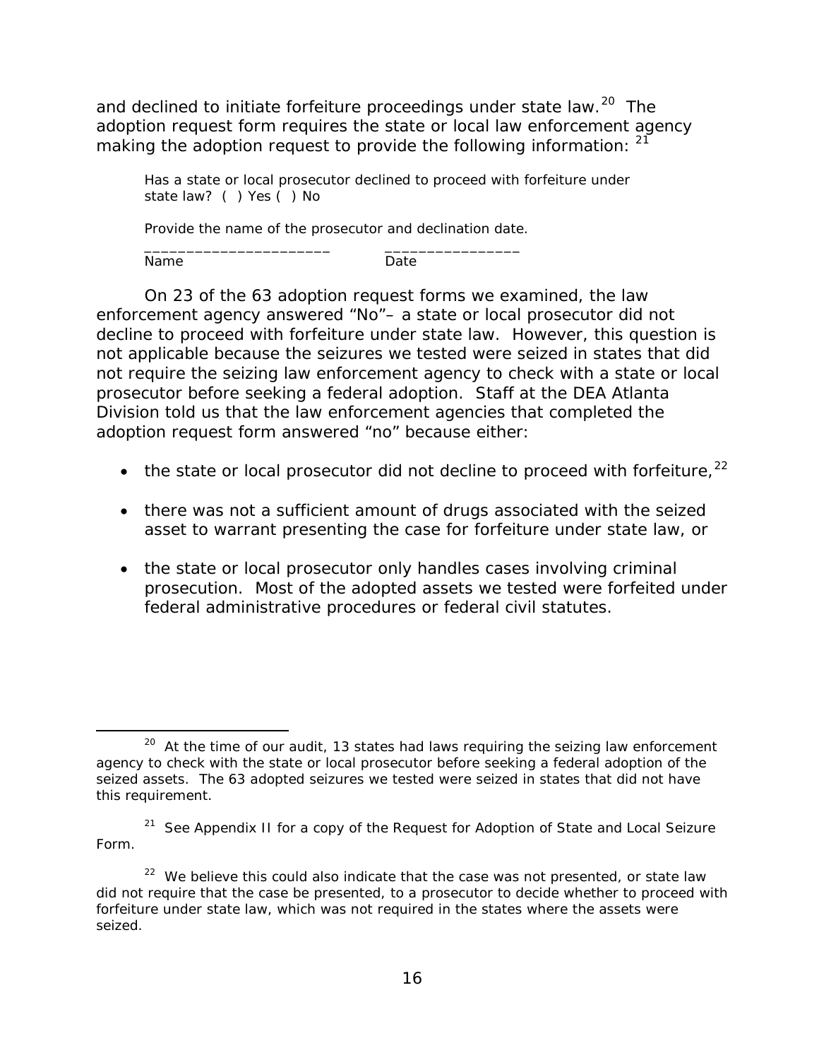and declined to initiate forfeiture proceedings under state law.[20] The adoption request form requires the state or local law enforcement agency making the adoption request to provide the following information: [21]

> Has a state or local prosecutor declined to proceed with forfeiture under state law? ( ) Yes ( ) No
>
> Provide the name of the prosecutor and declination date.
>
> ______________________ ________________
> Name Date

On 23 of the 63 adoption request forms we examined, the law enforcement agency answered "No"– a state or local prosecutor did not decline to proceed with forfeiture under state law. However, this question is not applicable because the seizures we tested were seized in states that did not require the seizing law enforcement agency to check with a state or local prosecutor before seeking a federal adoption. Staff at the DEA Atlanta Division told us that the law enforcement agencies that completed the adoption request form answered "no" because either:

- the state or local prosecutor did not decline to proceed with forfeiture,[22]
- there was not a sufficient amount of drugs associated with the seized asset to warrant presenting the case for forfeiture under state law, or
- the state or local prosecutor only handles cases involving criminal prosecution. Most of the adopted assets we tested were forfeited under federal administrative procedures or federal civil statutes.

---

[20] At the time of our audit, 13 states had laws requiring the seizing law enforcement agency to check with the state or local prosecutor before seeking a federal adoption of the seized assets. The 63 adopted seizures we tested were seized in states that did not have this requirement.

[21] See Appendix II for a copy of the Request for Adoption of State and Local Seizure Form.

[22] We believe this could also indicate that the case was not presented, or state law did not require that the case be presented, to a prosecutor to decide whether to proceed with forfeiture under state law, which was not required in the states where the assets were seized.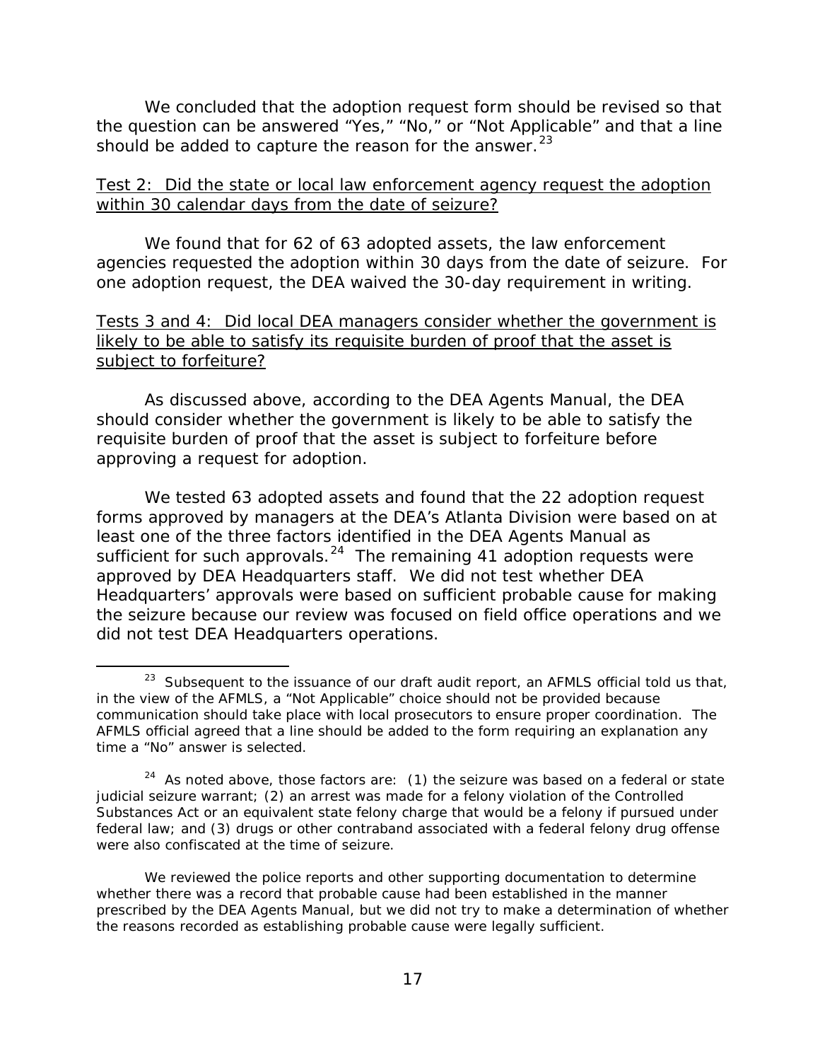We concluded that the adoption request form should be revised so that the question can be answered "Yes," "No," or "Not Applicable" and that a line should be added to capture the reason for the answer.[23]

<u>Test 2: Did the state or local law enforcement agency request the adoption within 30 calendar days from the date of seizure?</u>

We found that for 62 of 63 adopted assets, the law enforcement agencies requested the adoption within 30 days from the date of seizure. For one adoption request, the DEA waived the 30-day requirement in writing.

<u>Tests 3 and 4: Did local DEA managers consider whether the government is likely to be able to satisfy its requisite burden of proof that the asset is subject to forfeiture?</u>

As discussed above, according to the DEA Agents Manual, the DEA should consider whether the government is likely to be able to satisfy the requisite burden of proof that the asset is subject to forfeiture before approving a request for adoption.

We tested 63 adopted assets and found that the 22 adoption request forms approved by managers at the DEA's Atlanta Division were based on at least one of the three factors identified in the DEA Agents Manual as sufficient for such approvals.[24] The remaining 41 adoption requests were approved by DEA Headquarters staff. We did not test whether DEA Headquarters' approvals were based on sufficient probable cause for making the seizure because our review was focused on field office operations and we did not test DEA Headquarters operations.

---

[23] Subsequent to the issuance of our draft audit report, an AFMLS official told us that, in the view of the AFMLS, a "Not Applicable" choice should not be provided because communication should take place with local prosecutors to ensure proper coordination. The AFMLS official agreed that a line should be added to the form requiring an explanation any time a "No" answer is selected.

[24] As noted above, those factors are: (1) the seizure was based on a federal or state judicial seizure warrant; (2) an arrest was made for a felony violation of the Controlled Substances Act or an equivalent state felony charge that would be a felony if pursued under federal law; and (3) drugs or other contraband associated with a federal felony drug offense were also confiscated at the time of seizure.

We reviewed the police reports and other supporting documentation to determine whether there was a record that probable cause had been established in the manner prescribed by the DEA Agents Manual, but we did not try to make a determination of whether the reasons recorded as establishing probable cause were legally sufficient.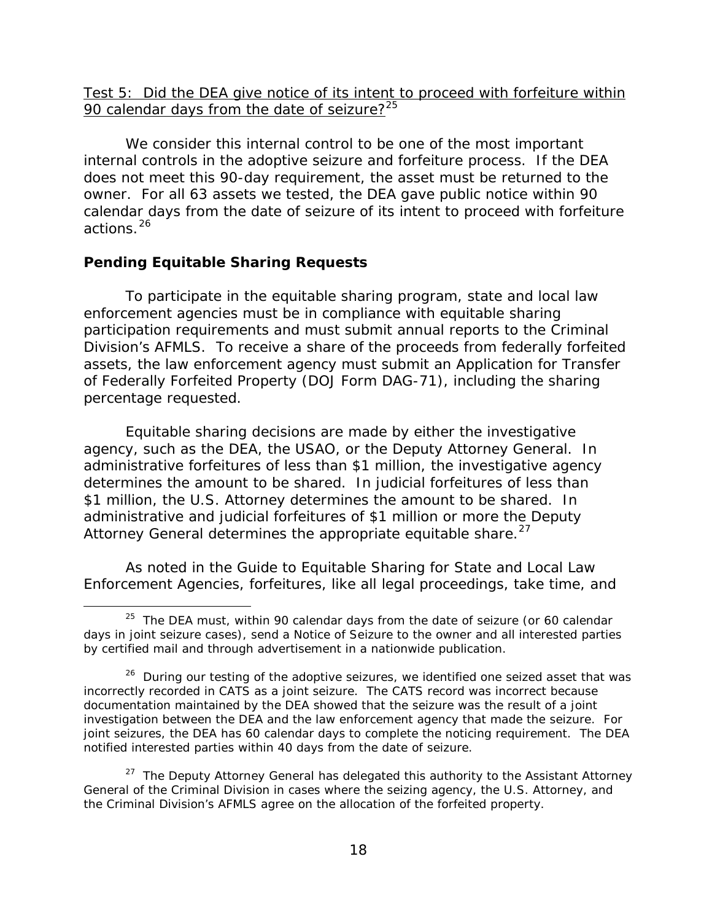Test 5: Did the DEA give notice of its intent to proceed with forfeiture within 90 calendar days from the date of seizure?[25]

We consider this internal control to be one of the most important internal controls in the adoptive seizure and forfeiture process. If the DEA does not meet this 90-day requirement, the asset must be returned to the owner. For all 63 assets we tested, the DEA gave public notice within 90 calendar days from the date of seizure of its intent to proceed with forfeiture actions.[26]

### Pending Equitable Sharing Requests

To participate in the equitable sharing program, state and local law enforcement agencies must be in compliance with equitable sharing participation requirements and must submit annual reports to the Criminal Division's AFMLS. To receive a share of the proceeds from federally forfeited assets, the law enforcement agency must submit an Application for Transfer of Federally Forfeited Property (DOJ Form DAG-71), including the sharing percentage requested.

Equitable sharing decisions are made by either the investigative agency, such as the DEA, the USAO, or the Deputy Attorney General. In administrative forfeitures of less than $1 million, the investigative agency determines the amount to be shared. In judicial forfeitures of less than $1 million, the U.S. Attorney determines the amount to be shared. In administrative and judicial forfeitures of $1 million or more the Deputy Attorney General determines the appropriate equitable share.[27]

As noted in the Guide to Equitable Sharing for State and Local Law Enforcement Agencies, forfeitures, like all legal proceedings, take time, and

---

[25] The DEA must, within 90 calendar days from the date of seizure (or 60 calendar days in joint seizure cases), send a Notice of Seizure to the owner and all interested parties by certified mail and through advertisement in a nationwide publication.

[26] During our testing of the adoptive seizures, we identified one seized asset that was incorrectly recorded in CATS as a joint seizure. The CATS record was incorrect because documentation maintained by the DEA showed that the seizure was the result of a joint investigation between the DEA and the law enforcement agency that made the seizure. For joint seizures, the DEA has 60 calendar days to complete the noticing requirement. The DEA notified interested parties within 40 days from the date of seizure.

[27] The Deputy Attorney General has delegated this authority to the Assistant Attorney General of the Criminal Division in cases where the seizing agency, the U.S. Attorney, and the Criminal Division's AFMLS agree on the allocation of the forfeited property.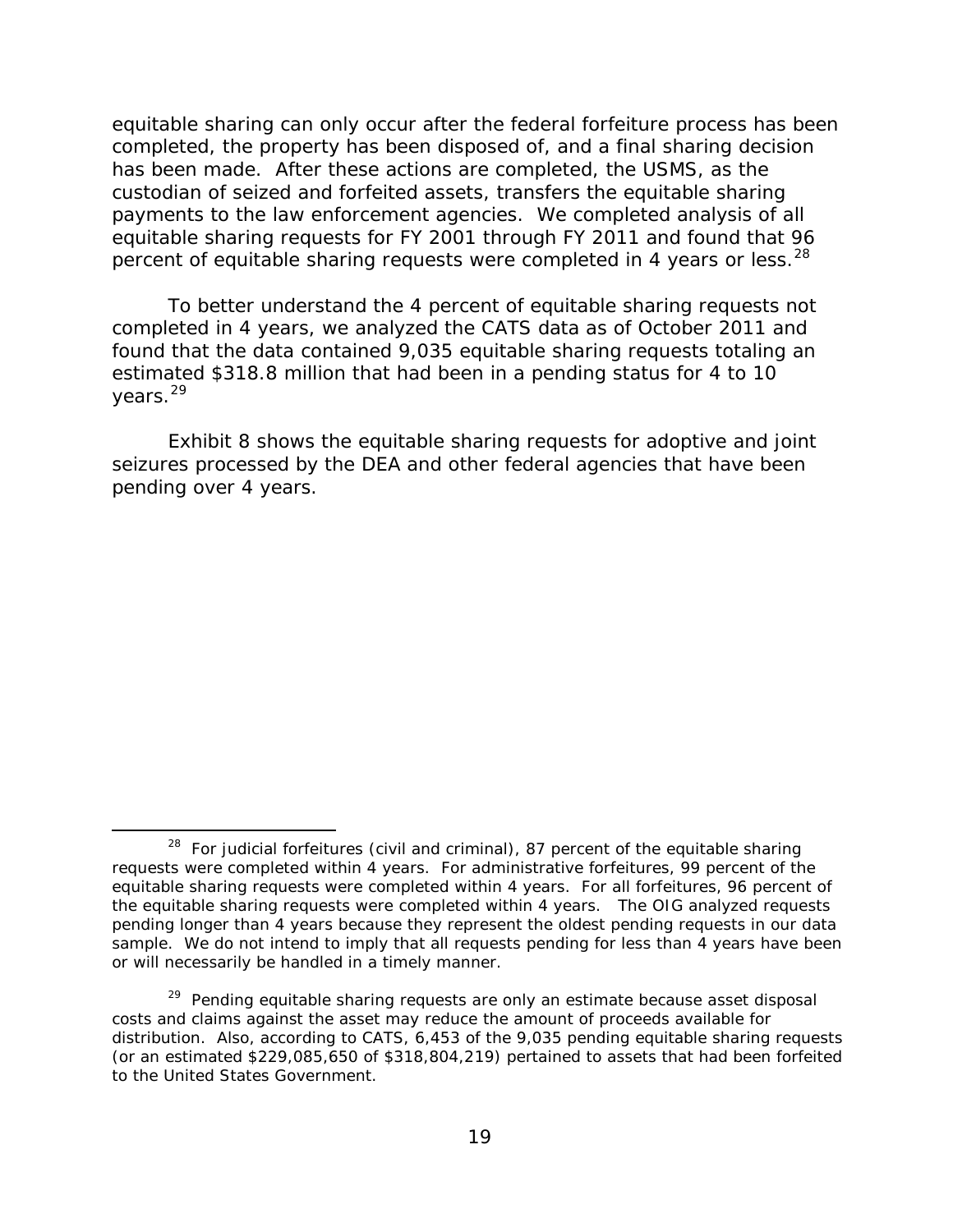equitable sharing can only occur after the federal forfeiture process has been completed, the property has been disposed of, and a final sharing decision has been made. After these actions are completed, the USMS, as the custodian of seized and forfeited assets, transfers the equitable sharing payments to the law enforcement agencies. We completed analysis of all equitable sharing requests for FY 2001 through FY 2011 and found that 96 percent of equitable sharing requests were completed in 4 years or less.[28]

To better understand the 4 percent of equitable sharing requests not completed in 4 years, we analyzed the CATS data as of October 2011 and found that the data contained 9,035 equitable sharing requests totaling an estimated $318.8 million that had been in a pending status for 4 to 10 years.[29]

Exhibit 8 shows the equitable sharing requests for adoptive and joint seizures processed by the DEA and other federal agencies that have been pending over 4 years.

---

[28] For judicial forfeitures (civil and criminal), 87 percent of the equitable sharing requests were completed within 4 years. For administrative forfeitures, 99 percent of the equitable sharing requests were completed within 4 years. For all forfeitures, 96 percent of the equitable sharing requests were completed within 4 years. The OIG analyzed requests pending longer than 4 years because they represent the oldest pending requests in our data sample. We do not intend to imply that all requests pending for less than 4 years have been or will necessarily be handled in a timely manner.

[29] Pending equitable sharing requests are only an estimate because asset disposal costs and claims against the asset may reduce the amount of proceeds available for distribution. Also, according to CATS, 6,453 of the 9,035 pending equitable sharing requests (or an estimated $229,085,650 of $318,804,219) pertained to assets that had been forfeited to the United States Government.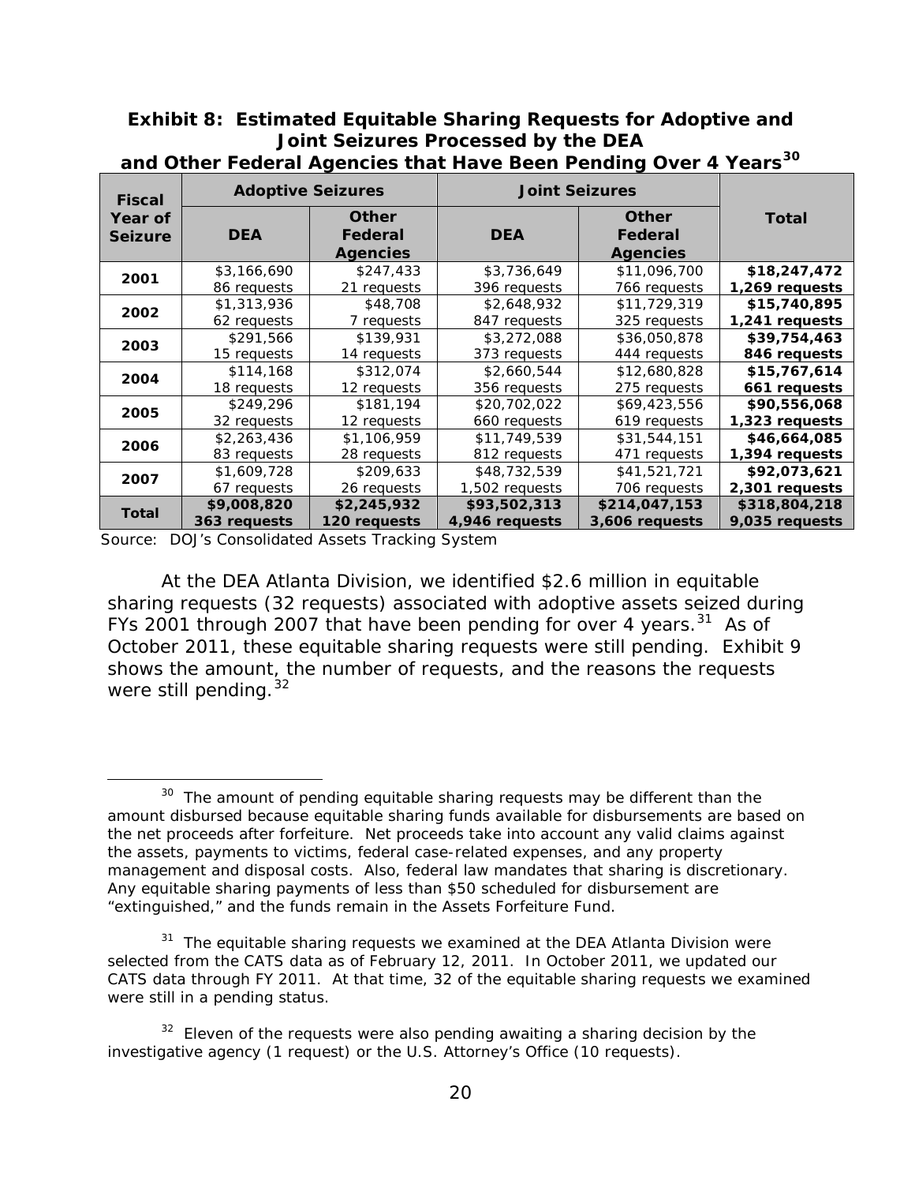**Exhibit 8: Estimated Equitable Sharing Requests for Adoptive and Joint Seizures Processed by the DEA and Other Federal Agencies that Have Been Pending Over 4 Years[30]**

| Fiscal Year of Seizure | Adoptive Seizures | | Joint Seizures | | Total |
|---|---|---|---|---|---|
| | DEA | Other Federal Agencies | DEA | Other Federal Agencies | |
| **2001** | $3,166,690<br>86 requests | $247,433<br>21 requests | $3,736,649<br>396 requests | $11,096,700<br>766 requests | **$18,247,472**<br>**1,269 requests** |
| **2002** | $1,313,936<br>62 requests | $48,708<br>7 requests | $2,648,932<br>847 requests | $11,729,319<br>325 requests | **$15,740,895**<br>**1,241 requests** |
| **2003** | $291,566<br>15 requests | $139,931<br>14 requests | $3,272,088<br>373 requests | $36,050,878<br>444 requests | **$39,754,463**<br>**846 requests** |
| **2004** | $114,168<br>18 requests | $312,074<br>12 requests | $2,660,544<br>356 requests | $12,680,828<br>275 requests | **$15,767,614**<br>**661 requests** |
| **2005** | $249,296<br>32 requests | $181,194<br>12 requests | $20,702,022<br>660 requests | $69,423,556<br>619 requests | **$90,556,068**<br>**1,323 requests** |
| **2006** | $2,263,436<br>83 requests | $1,106,959<br>28 requests | $11,749,539<br>812 requests | $31,544,151<br>471 requests | **$46,664,085**<br>**1,394 requests** |
| **2007** | $1,609,728<br>67 requests | $209,633<br>26 requests | $48,732,539<br>1,502 requests | $41,521,721<br>706 requests | **$92,073,621**<br>**2,301 requests** |
| **Total** | **$9,008,820**<br>**363 requests** | **$2,245,932**<br>**120 requests** | **$93,502,313**<br>**4,946 requests** | **$214,047,153**<br>**3,606 requests** | **$318,804,218**<br>**9,035 requests** |

Source: DOJ's Consolidated Assets Tracking System

At the DEA Atlanta Division, we identified $2.6 million in equitable sharing requests (32 requests) associated with adoptive assets seized during FYs 2001 through 2007 that have been pending for over 4 years.[31] As of October 2011, these equitable sharing requests were still pending. Exhibit 9 shows the amount, the number of requests, and the reasons the requests were still pending.[32]

---

[30] The amount of pending equitable sharing requests may be different than the amount disbursed because equitable sharing funds available for disbursements are based on the net proceeds after forfeiture. Net proceeds take into account any valid claims against the assets, payments to victims, federal case-related expenses, and any property management and disposal costs. Also, federal law mandates that sharing is discretionary. Any equitable sharing payments of less than $50 scheduled for disbursement are "extinguished," and the funds remain in the Assets Forfeiture Fund.

[31] The equitable sharing requests we examined at the DEA Atlanta Division were selected from the CATS data as of February 12, 2011. In October 2011, we updated our CATS data through FY 2011. At that time, 32 of the equitable sharing requests we examined were still in a pending status.

[32] Eleven of the requests were also pending awaiting a sharing decision by the investigative agency (1 request) or the U.S. Attorney's Office (10 requests).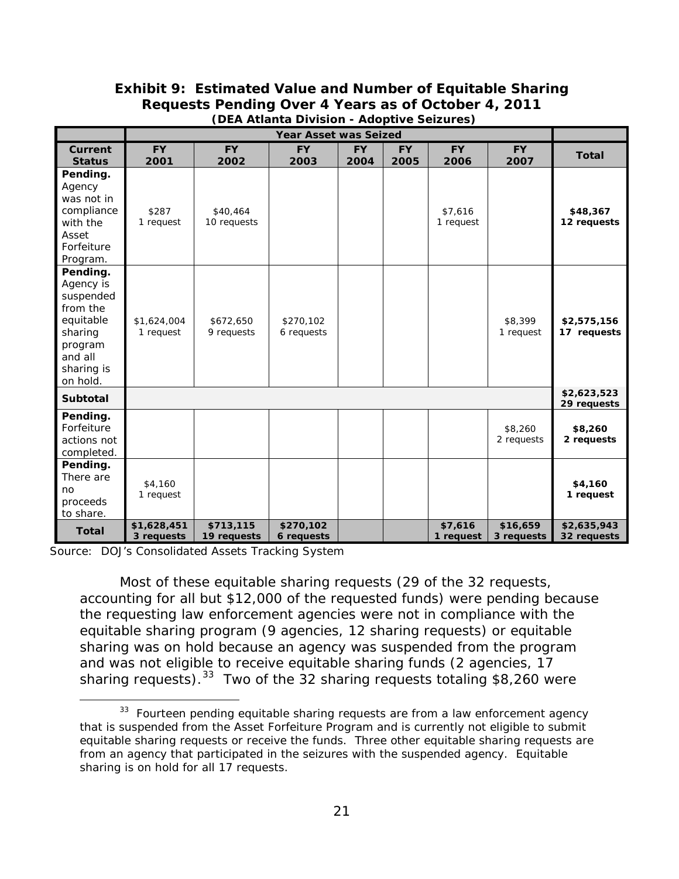**Exhibit 9: Estimated Value and Number of Equitable Sharing Requests Pending Over 4 Years as of October 4, 2011**
**(DEA Atlanta Division - Adoptive Seizures)**

| | Year Asset was Seized | | | | | | | |
|---|---|---|---|---|---|---|---|---|
| **Current Status** | **FY 2001** | **FY 2002** | **FY 2003** | **FY 2004** | **FY 2005** | **FY 2006** | **FY 2007** | **Total** |
| **Pending.** Agency was not in compliance with the Asset Forfeiture Program. | $287 1 request | $40,464 10 requests | | | | $7,616 1 request | | **$48,367 12 requests** |
| **Pending.** Agency is suspended from the equitable sharing program and all sharing is on hold. | $1,624,004 1 request | $672,650 9 requests | $270,102 6 requests | | | | $8,399 1 request | **$2,575,156 17 requests** |
| **Subtotal** | | | | | | | | **$2,623,523 29 requests** |
| **Pending.** Forfeiture actions not completed. | | | | | | | $8,260 2 requests | **$8,260 2 requests** |
| **Pending.** There are no proceeds to share. | $4,160 1 request | | | | | | | **$4,160 1 request** |
| **Total** | **$1,628,451 3 requests** | **$713,115 19 requests** | **$270,102 6 requests** | | | **$7,616 1 request** | **$16,659 3 requests** | **$2,635,943 32 requests** |

Source: DOJ's Consolidated Assets Tracking System

Most of these equitable sharing requests (29 of the 32 requests, accounting for all but $12,000 of the requested funds) were pending because the requesting law enforcement agencies were not in compliance with the equitable sharing program (9 agencies, 12 sharing requests) or equitable sharing was on hold because an agency was suspended from the program and was not eligible to receive equitable sharing funds (2 agencies, 17 sharing requests).[33] Two of the 32 sharing requests totaling $8,260 were

[33] Fourteen pending equitable sharing requests are from a law enforcement agency that is suspended from the Asset Forfeiture Program and is currently not eligible to submit equitable sharing requests or receive the funds. Three other equitable sharing requests are from an agency that participated in the seizures with the suspended agency. Equitable sharing is on hold for all 17 requests.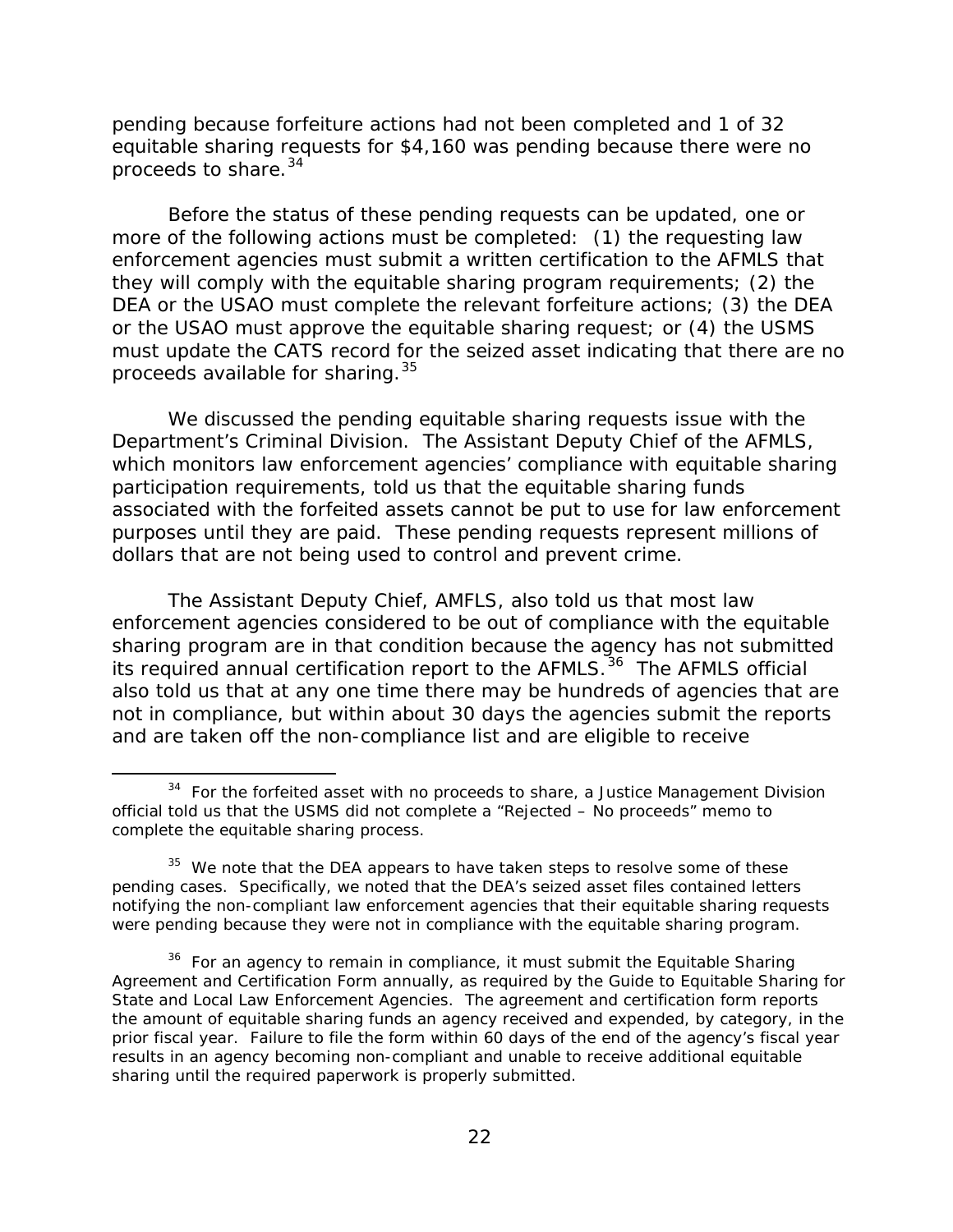pending because forfeiture actions had not been completed and 1 of 32 equitable sharing requests for $4,160 was pending because there were no proceeds to share.[34]

Before the status of these pending requests can be updated, one or more of the following actions must be completed: (1) the requesting law enforcement agencies must submit a written certification to the AFMLS that they will comply with the equitable sharing program requirements; (2) the DEA or the USAO must complete the relevant forfeiture actions; (3) the DEA or the USAO must approve the equitable sharing request; or (4) the USMS must update the CATS record for the seized asset indicating that there are no proceeds available for sharing.[35]

We discussed the pending equitable sharing requests issue with the Department's Criminal Division. The Assistant Deputy Chief of the AFMLS, which monitors law enforcement agencies' compliance with equitable sharing participation requirements, told us that the equitable sharing funds associated with the forfeited assets cannot be put to use for law enforcement purposes until they are paid. These pending requests represent millions of dollars that are not being used to control and prevent crime.

The Assistant Deputy Chief, AMFLS, also told us that most law enforcement agencies considered to be out of compliance with the equitable sharing program are in that condition because the agency has not submitted its required annual certification report to the AFMLS.[36] The AFMLS official also told us that at any one time there may be hundreds of agencies that are not in compliance, but within about 30 days the agencies submit the reports and are taken off the non-compliance list and are eligible to receive

---

[34] For the forfeited asset with no proceeds to share, a Justice Management Division official told us that the USMS did not complete a "Rejected – No proceeds" memo to complete the equitable sharing process.

[35] We note that the DEA appears to have taken steps to resolve some of these pending cases. Specifically, we noted that the DEA's seized asset files contained letters notifying the non-compliant law enforcement agencies that their equitable sharing requests were pending because they were not in compliance with the equitable sharing program.

[36] For an agency to remain in compliance, it must submit the Equitable Sharing Agreement and Certification Form annually, as required by the Guide to Equitable Sharing for State and Local Law Enforcement Agencies. The agreement and certification form reports the amount of equitable sharing funds an agency received and expended, by category, in the prior fiscal year. Failure to file the form within 60 days of the end of the agency's fiscal year results in an agency becoming non-compliant and unable to receive additional equitable sharing until the required paperwork is properly submitted.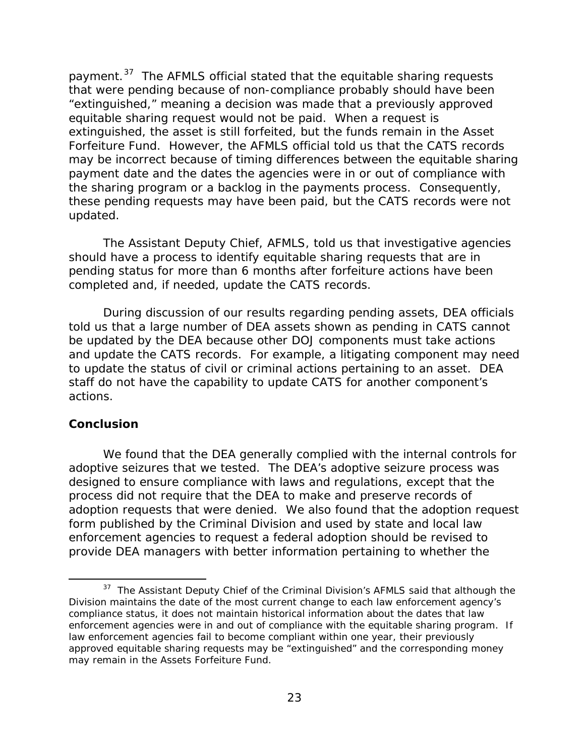payment.[37] The AFMLS official stated that the equitable sharing requests that were pending because of non-compliance probably should have been "extinguished," meaning a decision was made that a previously approved equitable sharing request would not be paid. When a request is extinguished, the asset is still forfeited, but the funds remain in the Asset Forfeiture Fund. However, the AFMLS official told us that the CATS records may be incorrect because of timing differences between the equitable sharing payment date and the dates the agencies were in or out of compliance with the sharing program or a backlog in the payments process. Consequently, these pending requests may have been paid, but the CATS records were not updated.

The Assistant Deputy Chief, AFMLS, told us that investigative agencies should have a process to identify equitable sharing requests that are in pending status for more than 6 months after forfeiture actions have been completed and, if needed, update the CATS records.

During discussion of our results regarding pending assets, DEA officials told us that a large number of DEA assets shown as pending in CATS cannot be updated by the DEA because other DOJ components must take actions and update the CATS records. For example, a litigating component may need to update the status of civil or criminal actions pertaining to an asset. DEA staff do not have the capability to update CATS for another component's actions.

## Conclusion

We found that the DEA generally complied with the internal controls for adoptive seizures that we tested. The DEA's adoptive seizure process was designed to ensure compliance with laws and regulations, except that the process did not require that the DEA to make and preserve records of adoption requests that were denied. We also found that the adoption request form published by the Criminal Division and used by state and local law enforcement agencies to request a federal adoption should be revised to provide DEA managers with better information pertaining to whether the

[37] The Assistant Deputy Chief of the Criminal Division's AFMLS said that although the Division maintains the date of the most current change to each law enforcement agency's compliance status, it does not maintain historical information about the dates that law enforcement agencies were in and out of compliance with the equitable sharing program. If law enforcement agencies fail to become compliant within one year, their previously approved equitable sharing requests may be "extinguished" and the corresponding money may remain in the Assets Forfeiture Fund.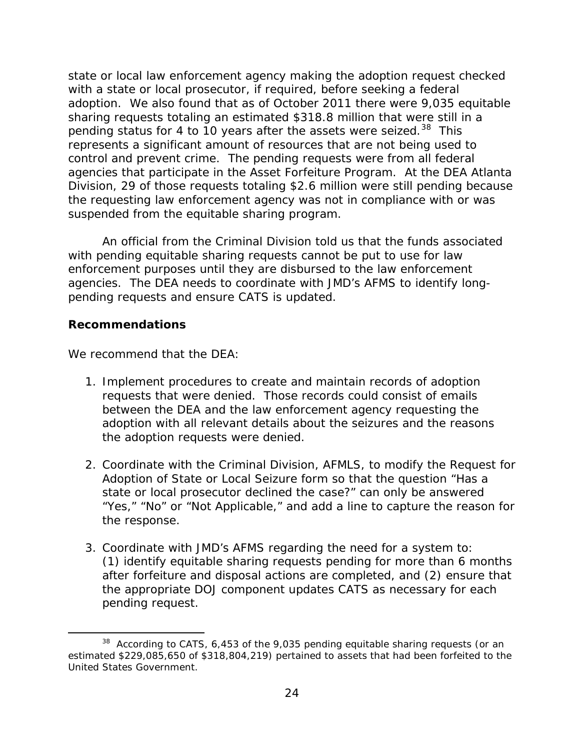state or local law enforcement agency making the adoption request checked with a state or local prosecutor, if required, before seeking a federal adoption. We also found that as of October 2011 there were 9,035 equitable sharing requests totaling an estimated $318.8 million that were still in a pending status for 4 to 10 years after the assets were seized.[38] This represents a significant amount of resources that are not being used to control and prevent crime. The pending requests were from all federal agencies that participate in the Asset Forfeiture Program. At the DEA Atlanta Division, 29 of those requests totaling $2.6 million were still pending because the requesting law enforcement agency was not in compliance with or was suspended from the equitable sharing program.

An official from the Criminal Division told us that the funds associated with pending equitable sharing requests cannot be put to use for law enforcement purposes until they are disbursed to the law enforcement agencies. The DEA needs to coordinate with JMD's AFMS to identify long-pending requests and ensure CATS is updated.

## Recommendations

We recommend that the DEA:

1. Implement procedures to create and maintain records of adoption requests that were denied. Those records could consist of emails between the DEA and the law enforcement agency requesting the adoption with all relevant details about the seizures and the reasons the adoption requests were denied.

2. Coordinate with the Criminal Division, AFMLS, to modify the Request for Adoption of State or Local Seizure form so that the question "Has a state or local prosecutor declined the case?" can only be answered "Yes," "No" or "Not Applicable," and add a line to capture the reason for the response.

3. Coordinate with JMD's AFMS regarding the need for a system to: (1) identify equitable sharing requests pending for more than 6 months after forfeiture and disposal actions are completed, and (2) ensure that the appropriate DOJ component updates CATS as necessary for each pending request.

[38] According to CATS, 6,453 of the 9,035 pending equitable sharing requests (or an estimated $229,085,650 of $318,804,219) pertained to assets that had been forfeited to the United States Government.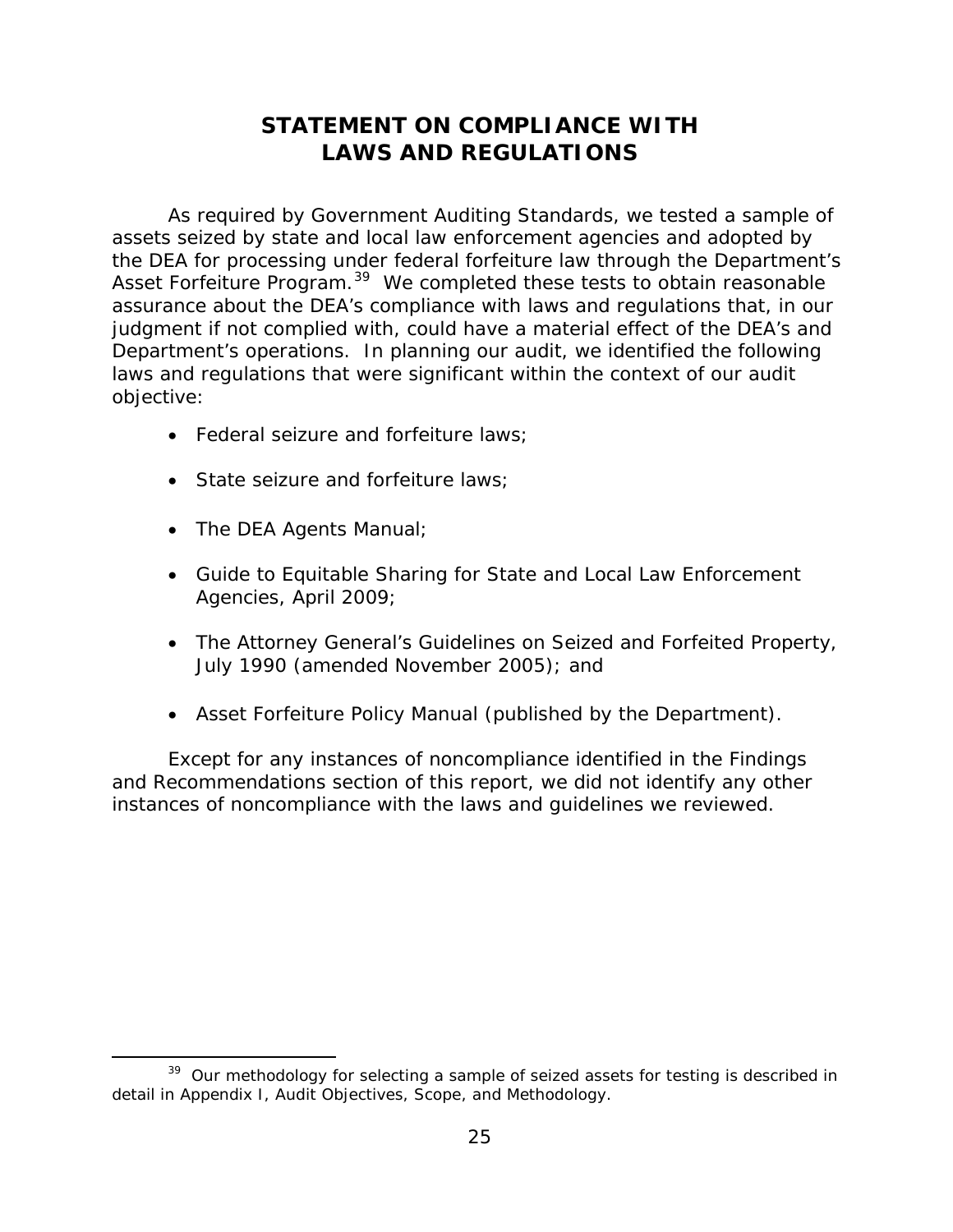# STATEMENT ON COMPLIANCE WITH LAWS AND REGULATIONS

As required by Government Auditing Standards, we tested a sample of assets seized by state and local law enforcement agencies and adopted by the DEA for processing under federal forfeiture law through the Department's Asset Forfeiture Program.[39] We completed these tests to obtain reasonable assurance about the DEA's compliance with laws and regulations that, in our judgment if not complied with, could have a material effect of the DEA's and Department's operations. In planning our audit, we identified the following laws and regulations that were significant within the context of our audit objective:

- Federal seizure and forfeiture laws;
- State seizure and forfeiture laws;
- The DEA Agents Manual;
- Guide to Equitable Sharing for State and Local Law Enforcement Agencies, April 2009;
- The Attorney General's Guidelines on Seized and Forfeited Property, July 1990 (amended November 2005); and
- Asset Forfeiture Policy Manual (published by the Department).

Except for any instances of noncompliance identified in the Findings and Recommendations section of this report, we did not identify any other instances of noncompliance with the laws and guidelines we reviewed.

[39] Our methodology for selecting a sample of seized assets for testing is described in detail in Appendix I, Audit Objectives, Scope, and Methodology.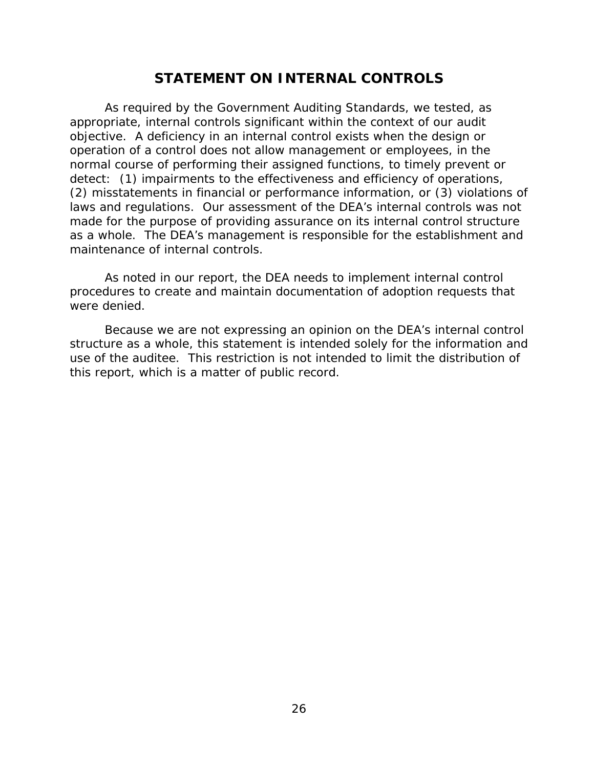# STATEMENT ON INTERNAL CONTROLS

As required by the Government Auditing Standards, we tested, as appropriate, internal controls significant within the context of our audit objective. A deficiency in an internal control exists when the design or operation of a control does not allow management or employees, in the normal course of performing their assigned functions, to timely prevent or detect: (1) impairments to the effectiveness and efficiency of operations, (2) misstatements in financial or performance information, or (3) violations of laws and regulations. Our assessment of the DEA's internal controls was not made for the purpose of providing assurance on its internal control structure as a whole. The DEA's management is responsible for the establishment and maintenance of internal controls.

As noted in our report, the DEA needs to implement internal control procedures to create and maintain documentation of adoption requests that were denied.

Because we are not expressing an opinion on the DEA's internal control structure as a whole, this statement is intended solely for the information and use of the auditee. This restriction is not intended to limit the distribution of this report, which is a matter of public record.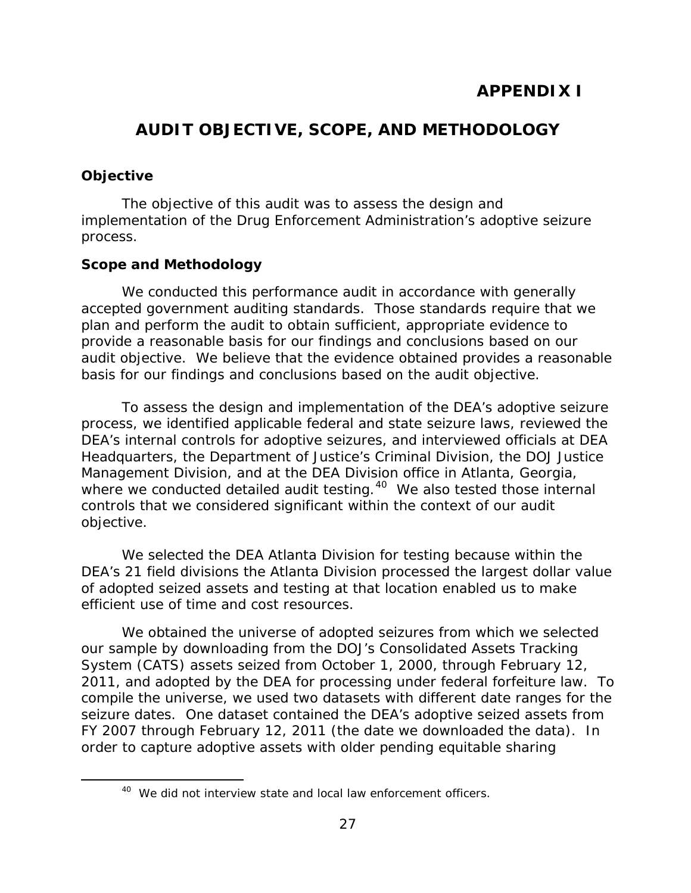# APPENDIX I

## AUDIT OBJECTIVE, SCOPE, AND METHODOLOGY

### Objective

The objective of this audit was to assess the design and implementation of the Drug Enforcement Administration's adoptive seizure process.

### Scope and Methodology

We conducted this performance audit in accordance with generally accepted government auditing standards. Those standards require that we plan and perform the audit to obtain sufficient, appropriate evidence to provide a reasonable basis for our findings and conclusions based on our audit objective. We believe that the evidence obtained provides a reasonable basis for our findings and conclusions based on the audit objective.

To assess the design and implementation of the DEA's adoptive seizure process, we identified applicable federal and state seizure laws, reviewed the DEA's internal controls for adoptive seizures, and interviewed officials at DEA Headquarters, the Department of Justice's Criminal Division, the DOJ Justice Management Division, and at the DEA Division office in Atlanta, Georgia, where we conducted detailed audit testing.[40] We also tested those internal controls that we considered significant within the context of our audit objective.

We selected the DEA Atlanta Division for testing because within the DEA's 21 field divisions the Atlanta Division processed the largest dollar value of adopted seized assets and testing at that location enabled us to make efficient use of time and cost resources.

We obtained the universe of adopted seizures from which we selected our sample by downloading from the DOJ's Consolidated Assets Tracking System (CATS) assets seized from October 1, 2000, through February 12, 2011, and adopted by the DEA for processing under federal forfeiture law. To compile the universe, we used two datasets with different date ranges for the seizure dates. One dataset contained the DEA's adoptive seized assets from FY 2007 through February 12, 2011 (the date we downloaded the data). In order to capture adoptive assets with older pending equitable sharing

[40] We did not interview state and local law enforcement officers.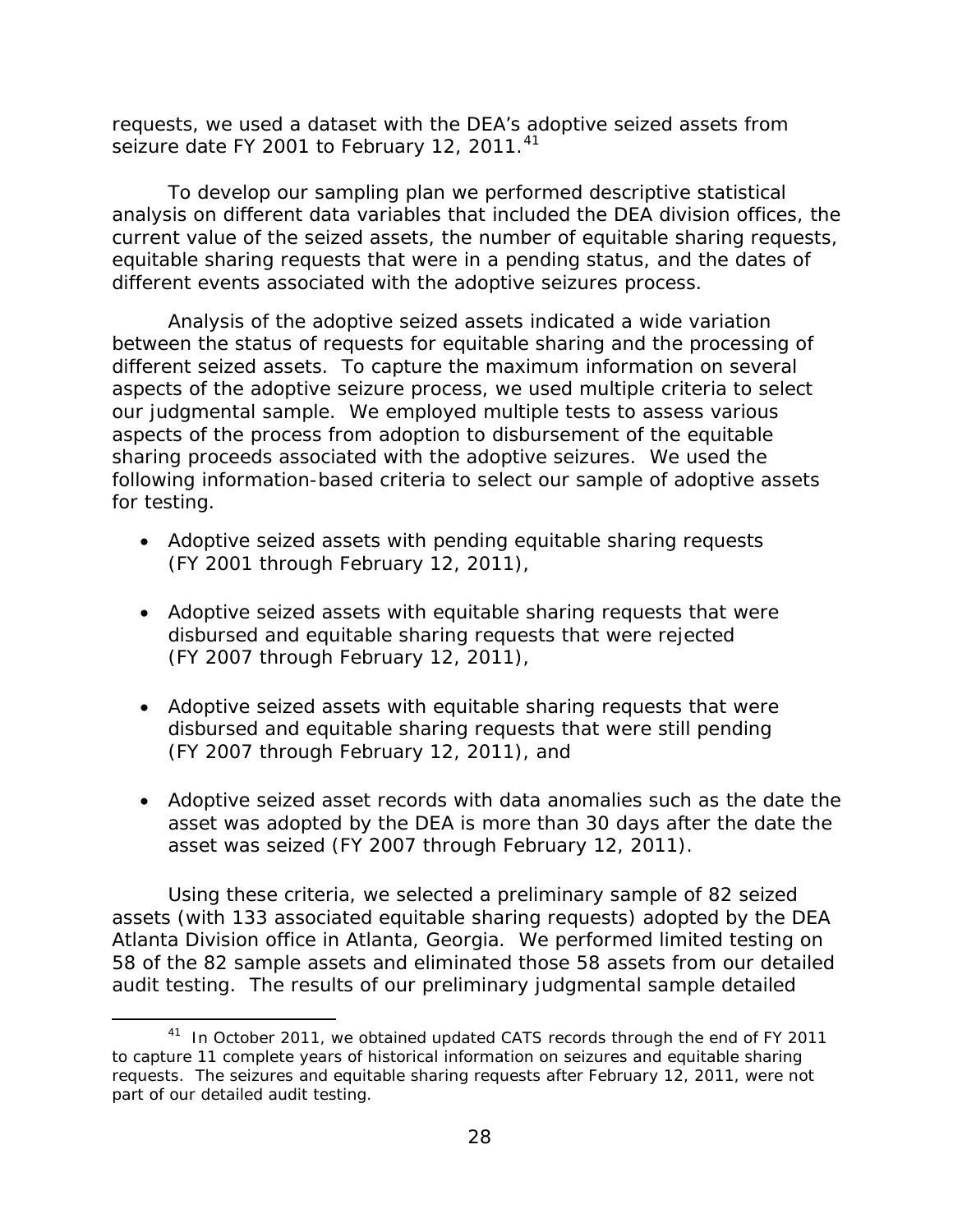requests, we used a dataset with the DEA's adoptive seized assets from seizure date FY 2001 to February 12, 2011.[41]

To develop our sampling plan we performed descriptive statistical analysis on different data variables that included the DEA division offices, the current value of the seized assets, the number of equitable sharing requests, equitable sharing requests that were in a pending status, and the dates of different events associated with the adoptive seizures process.

Analysis of the adoptive seized assets indicated a wide variation between the status of requests for equitable sharing and the processing of different seized assets. To capture the maximum information on several aspects of the adoptive seizure process, we used multiple criteria to select our judgmental sample. We employed multiple tests to assess various aspects of the process from adoption to disbursement of the equitable sharing proceeds associated with the adoptive seizures. We used the following information-based criteria to select our sample of adoptive assets for testing.

- Adoptive seized assets with pending equitable sharing requests (FY 2001 through February 12, 2011),
- Adoptive seized assets with equitable sharing requests that were disbursed and equitable sharing requests that were rejected (FY 2007 through February 12, 2011),
- Adoptive seized assets with equitable sharing requests that were disbursed and equitable sharing requests that were still pending (FY 2007 through February 12, 2011), and
- Adoptive seized asset records with data anomalies such as the date the asset was adopted by the DEA is more than 30 days after the date the asset was seized (FY 2007 through February 12, 2011).

Using these criteria, we selected a preliminary sample of 82 seized assets (with 133 associated equitable sharing requests) adopted by the DEA Atlanta Division office in Atlanta, Georgia. We performed limited testing on 58 of the 82 sample assets and eliminated those 58 assets from our detailed audit testing. The results of our preliminary judgmental sample detailed

[41] In October 2011, we obtained updated CATS records through the end of FY 2011 to capture 11 complete years of historical information on seizures and equitable sharing requests. The seizures and equitable sharing requests after February 12, 2011, were not part of our detailed audit testing.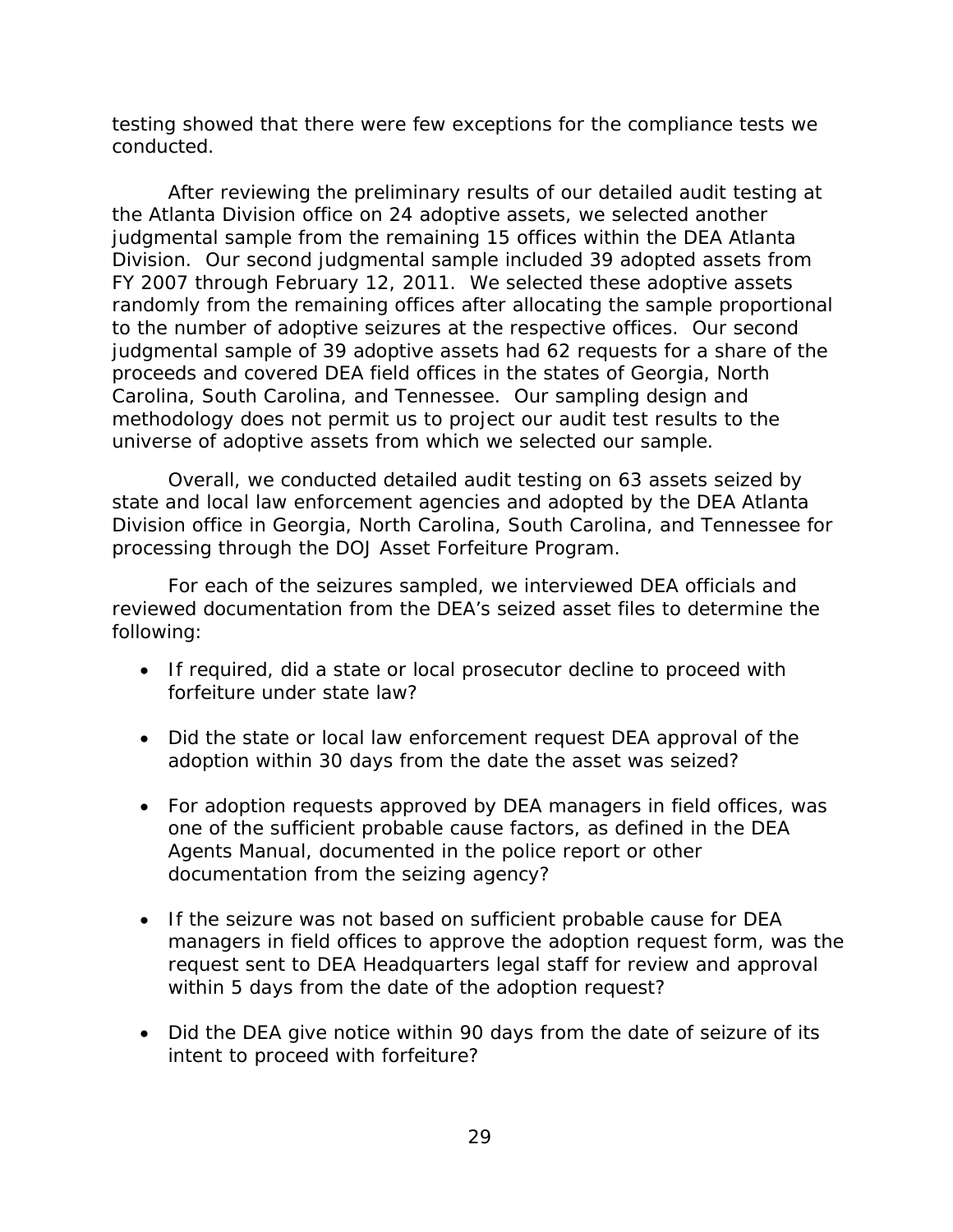testing showed that there were few exceptions for the compliance tests we conducted.

After reviewing the preliminary results of our detailed audit testing at the Atlanta Division office on 24 adoptive assets, we selected another judgmental sample from the remaining 15 offices within the DEA Atlanta Division. Our second judgmental sample included 39 adopted assets from FY 2007 through February 12, 2011. We selected these adoptive assets randomly from the remaining offices after allocating the sample proportional to the number of adoptive seizures at the respective offices. Our second judgmental sample of 39 adoptive assets had 62 requests for a share of the proceeds and covered DEA field offices in the states of Georgia, North Carolina, South Carolina, and Tennessee. Our sampling design and methodology does not permit us to project our audit test results to the universe of adoptive assets from which we selected our sample.

Overall, we conducted detailed audit testing on 63 assets seized by state and local law enforcement agencies and adopted by the DEA Atlanta Division office in Georgia, North Carolina, South Carolina, and Tennessee for processing through the DOJ Asset Forfeiture Program.

For each of the seizures sampled, we interviewed DEA officials and reviewed documentation from the DEA's seized asset files to determine the following:

- If required, did a state or local prosecutor decline to proceed with forfeiture under state law?
- Did the state or local law enforcement request DEA approval of the adoption within 30 days from the date the asset was seized?
- For adoption requests approved by DEA managers in field offices, was one of the sufficient probable cause factors, as defined in the DEA Agents Manual, documented in the police report or other documentation from the seizing agency?
- If the seizure was not based on sufficient probable cause for DEA managers in field offices to approve the adoption request form, was the request sent to DEA Headquarters legal staff for review and approval within 5 days from the date of the adoption request?
- Did the DEA give notice within 90 days from the date of seizure of its intent to proceed with forfeiture?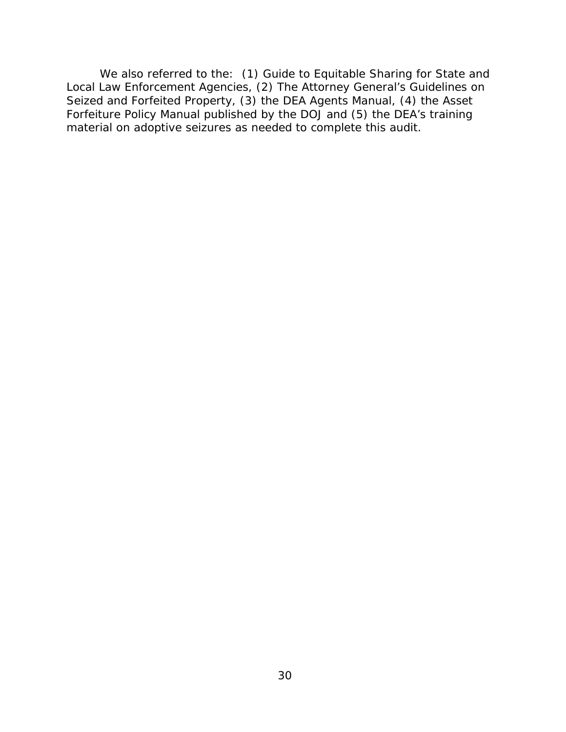We also referred to the: (1) Guide to Equitable Sharing for State and Local Law Enforcement Agencies, (2) The Attorney General's Guidelines on Seized and Forfeited Property, (3) the DEA Agents Manual, (4) the Asset Forfeiture Policy Manual published by the DOJ and (5) the DEA's training material on adoptive seizures as needed to complete this audit.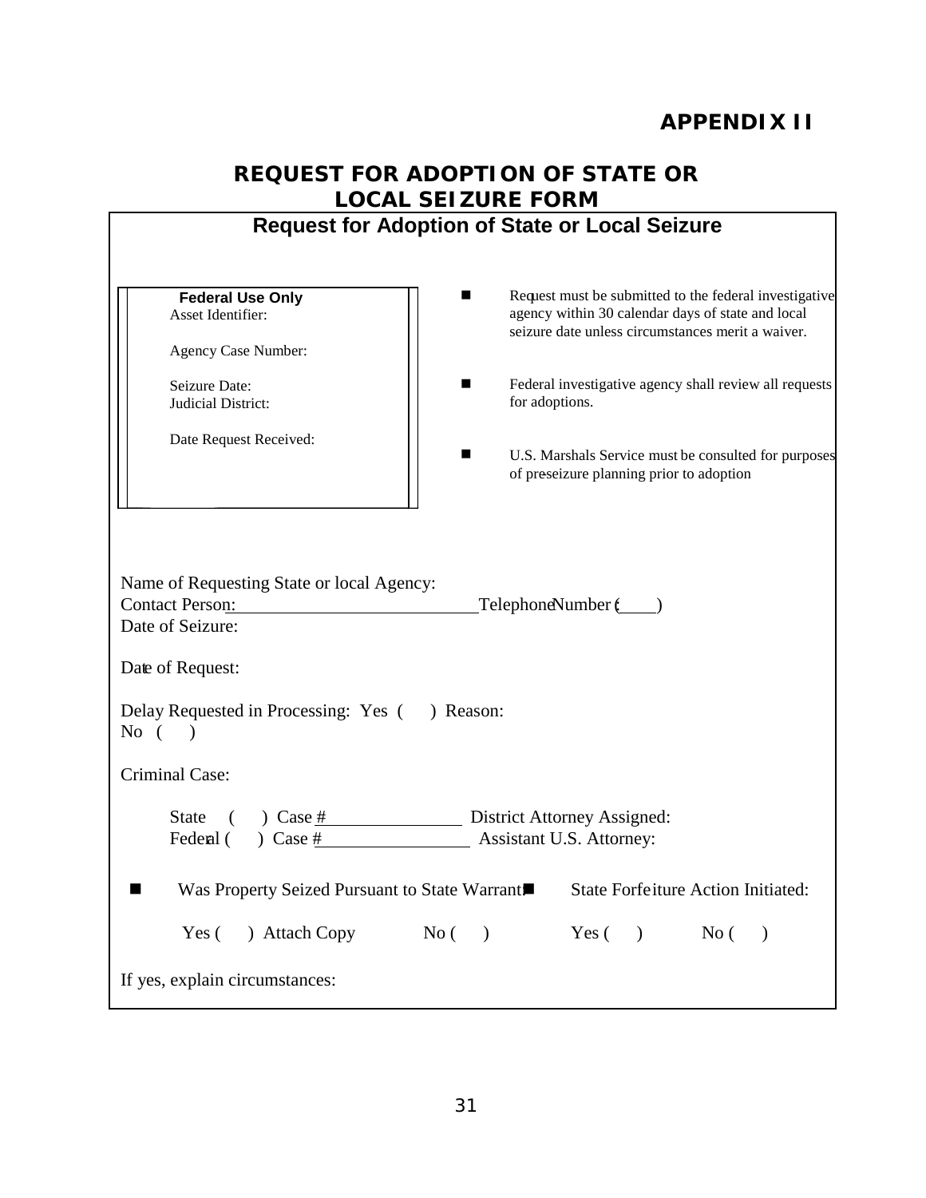# APPENDIX II

## REQUEST FOR ADOPTION OF STATE OR LOCAL SEIZURE FORM

### Request for Adoption of State or Local Seizure

**Federal Use Only**

Asset Identifier:

Agency Case Number:

Seizure Date:

Judicial District:

Date Request Received:

- Request must be submitted to the federal investigative agency within 30 calendar days of state and local seizure date unless circumstances merit a waiver.
- Federal investigative agency shall review all requests for adoptions.
- U.S. Marshals Service must be consulted for purposes of preseizure planning prior to adoption

Name of Requesting State or local Agency:

Contact Person: ____________________________ Telephone Number (____)

Date of Seizure:

Date of Request:

Delay Requested in Processing: Yes ( ) Reason:

No ( )

Criminal Case:

State ( ) Case # ________________ District Attorney Assigned:

Federal ( ) Case # ________________ Assistant U.S. Attorney:

- Was Property Seized Pursuant to State Warrant?

  Yes ( ) Attach Copy    No ( )

- State Forfeiture Action Initiated:

  Yes ( )    No ( )

If yes, explain circumstances: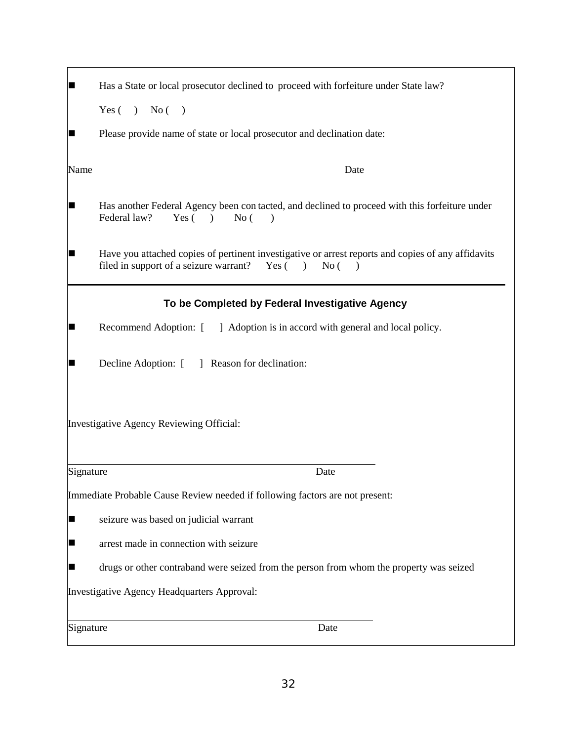- Has a State or local prosecutor declined to proceed with forfeiture under State law?

  Yes ( ) No ( )

- Please provide name of state or local prosecutor and declination date:

Name Date

- Has another Federal Agency been contacted, and declined to proceed with this forfeiture under Federal law? Yes ( ) No ( )

- Have you attached copies of pertinent investigative or arrest reports and copies of any affidavits filed in support of a seizure warrant? Yes ( ) No ( )

---

### To be Completed by Federal Investigative Agency

- Recommend Adoption: [ ] Adoption is in accord with general and local policy.

- Decline Adoption: [ ] Reason for declination:

Investigative Agency Reviewing Official:

______________________________________________

Signature Date

Immediate Probable Cause Review needed if following factors are not present:

- seizure was based on judicial warrant
- arrest made in connection with seizure
- drugs or other contraband were seized from the person from whom the property was seized

Investigative Agency Headquarters Approval:

______________________________________________

Signature Date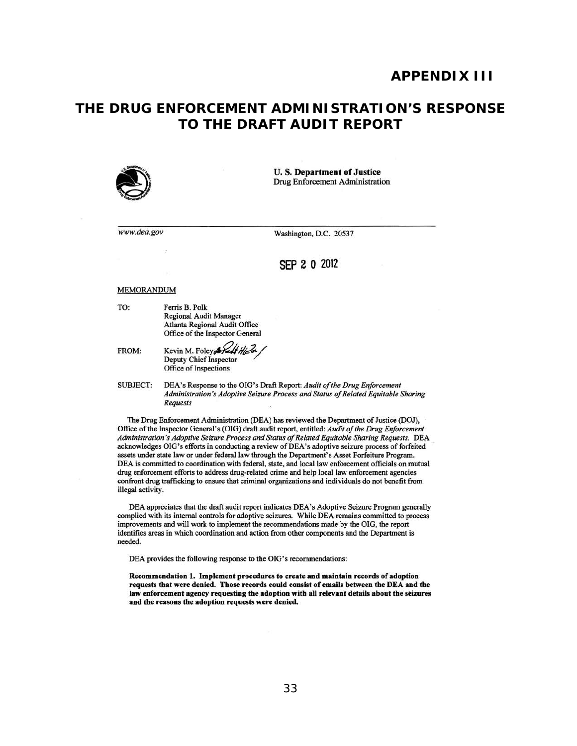# APPENDIX III

## THE DRUG ENFORCEMENT ADMINISTRATION'S RESPONSE TO THE DRAFT AUDIT REPORT

**U. S. Department of Justice**
Drug Enforcement Administration

*www.dea.gov*

Washington, D.C. 20537

SEP 2 0 2012

MEMORANDUM

TO: Ferris B. Polk
Regional Audit Manager
Atlanta Regional Audit Office
Office of the Inspector General

FROM: Kevin M. Foley
Deputy Chief Inspector
Office of Inspections

SUBJECT: DEA's Response to the OIG's Draft Report: *Audit of the Drug Enforcement Administration's Adoptive Seizure Process and Status of Related Equitable Sharing Requests*

The Drug Enforcement Administration (DEA) has reviewed the Department of Justice (DOJ), Office of the Inspector General's (OIG) draft audit report, entitled: *Audit of the Drug Enforcement Administration's Adoptive Seizure Process and Status of Related Equitable Sharing Requests.* DEA acknowledges OIG's efforts in conducting a review of DEA's adoptive seizure process of forfeited assets under state law or under federal law through the Department's Asset Forfeiture Program. DEA is committed to coordination with federal, state, and local law enforcement officials on mutual drug enforcement efforts to address drug-related crime and help local law enforcement agencies confront drug trafficking to ensure that criminal organizations and individuals do not benefit from illegal activity.

DEA appreciates that the draft audit report indicates DEA's Adoptive Seizure Program generally complied with its internal controls for adoptive seizures. While DEA remains committed to process improvements and will work to implement the recommendations made by the OIG, the report identifies areas in which coordination and action from other components and the Department is needed.

DEA provides the following response to the OIG's recommendations:

**Recommendation 1. Implement procedures to create and maintain records of adoption requests that were denied. Those records could consist of emails between the DEA and the law enforcement agency requesting the adoption with all relevant details about the seizures and the reasons the adoption requests were denied.**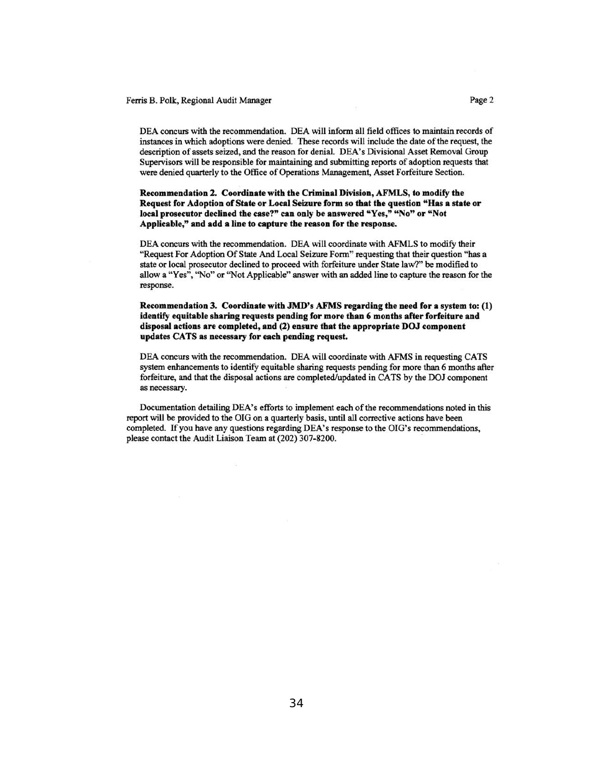DEA concurs with the recommendation. DEA will inform all field offices to maintain records of instances in which adoptions were denied. These records will include the date of the request, the description of assets seized, and the reason for denial. DEA's Divisional Asset Removal Group Supervisors will be responsible for maintaining and submitting reports of adoption requests that were denied quarterly to the Office of Operations Management, Asset Forfeiture Section.

**Recommendation 2. Coordinate with the Criminal Division, AFMLS, to modify the Request for Adoption of State or Local Seizure form so that the question "Has a state or local prosecutor declined the case?" can only be answered "Yes," "No" or "Not Applicable," and add a line to capture the reason for the response.**

DEA concurs with the recommendation. DEA will coordinate with AFMLS to modify their "Request For Adoption Of State And Local Seizure Form" requesting that their question "has a state or local prosecutor declined to proceed with forfeiture under State law?" be modified to allow a "Yes", "No" or "Not Applicable" answer with an added line to capture the reason for the response.

**Recommendation 3. Coordinate with JMD's AFMS regarding the need for a system to: (1) identify equitable sharing requests pending for more than 6 months after forfeiture and disposal actions are completed, and (2) ensure that the appropriate DOJ component updates CATS as necessary for each pending request.**

DEA concurs with the recommendation. DEA will coordinate with AFMS in requesting CATS system enhancements to identify equitable sharing requests pending for more than 6 months after forfeiture, and that the disposal actions are completed/updated in CATS by the DOJ component as necessary.

Documentation detailing DEA's efforts to implement each of the recommendations noted in this report will be provided to the OIG on a quarterly basis, until all corrective actions have been completed. If you have any questions regarding DEA's response to the OIG's recommendations, please contact the Audit Liaison Team at (202) 307-8200.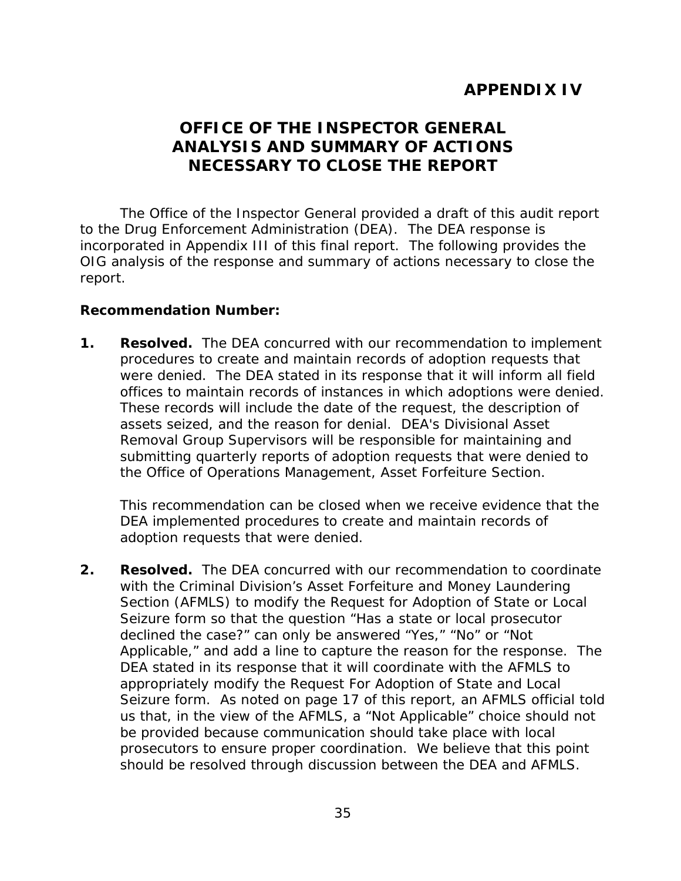# APPENDIX IV

## OFFICE OF THE INSPECTOR GENERAL ANALYSIS AND SUMMARY OF ACTIONS NECESSARY TO CLOSE THE REPORT

The Office of the Inspector General provided a draft of this audit report to the Drug Enforcement Administration (DEA). The DEA response is incorporated in Appendix III of this final report. The following provides the OIG analysis of the response and summary of actions necessary to close the report.

**Recommendation Number:**

1. **Resolved.** The DEA concurred with our recommendation to implement procedures to create and maintain records of adoption requests that were denied. The DEA stated in its response that it will inform all field offices to maintain records of instances in which adoptions were denied. These records will include the date of the request, the description of assets seized, and the reason for denial. DEA's Divisional Asset Removal Group Supervisors will be responsible for maintaining and submitting quarterly reports of adoption requests that were denied to the Office of Operations Management, Asset Forfeiture Section.

   This recommendation can be closed when we receive evidence that the DEA implemented procedures to create and maintain records of adoption requests that were denied.

2. **Resolved.** The DEA concurred with our recommendation to coordinate with the Criminal Division's Asset Forfeiture and Money Laundering Section (AFMLS) to modify the Request for Adoption of State or Local Seizure form so that the question "Has a state or local prosecutor declined the case?" can only be answered "Yes," "No" or "Not Applicable," and add a line to capture the reason for the response. The DEA stated in its response that it will coordinate with the AFMLS to appropriately modify the Request For Adoption of State and Local Seizure form. As noted on page 17 of this report, an AFMLS official told us that, in the view of the AFMLS, a "Not Applicable" choice should not be provided because communication should take place with local prosecutors to ensure proper coordination. We believe that this point should be resolved through discussion between the DEA and AFMLS.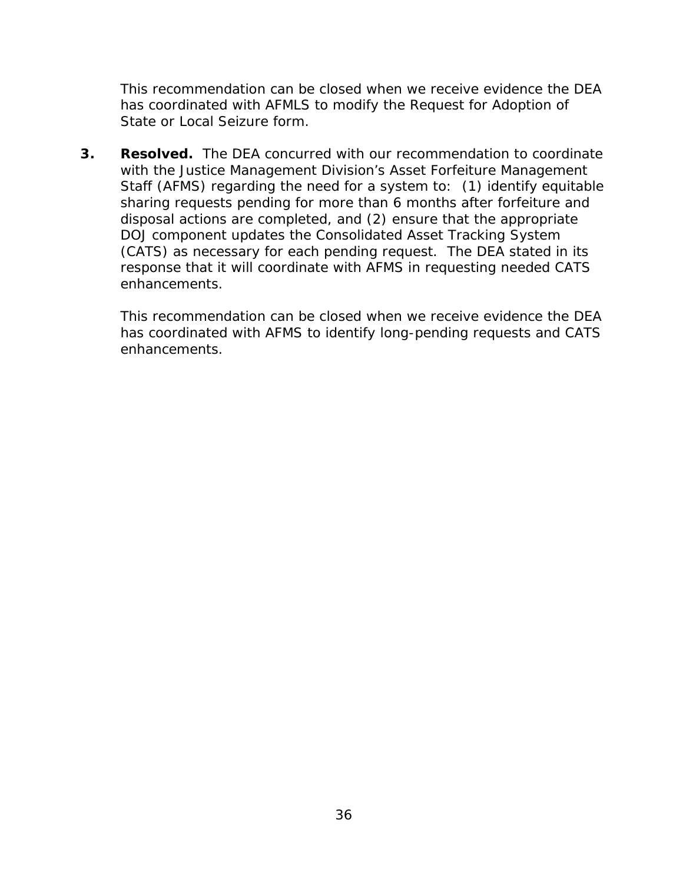This recommendation can be closed when we receive evidence the DEA has coordinated with AFMLS to modify the Request for Adoption of State or Local Seizure form.

3. **Resolved.** The DEA concurred with our recommendation to coordinate with the Justice Management Division's Asset Forfeiture Management Staff (AFMS) regarding the need for a system to: (1) identify equitable sharing requests pending for more than 6 months after forfeiture and disposal actions are completed, and (2) ensure that the appropriate DOJ component updates the Consolidated Asset Tracking System (CATS) as necessary for each pending request. The DEA stated in its response that it will coordinate with AFMS in requesting needed CATS enhancements.

   This recommendation can be closed when we receive evidence the DEA has coordinated with AFMS to identify long-pending requests and CATS enhancements.